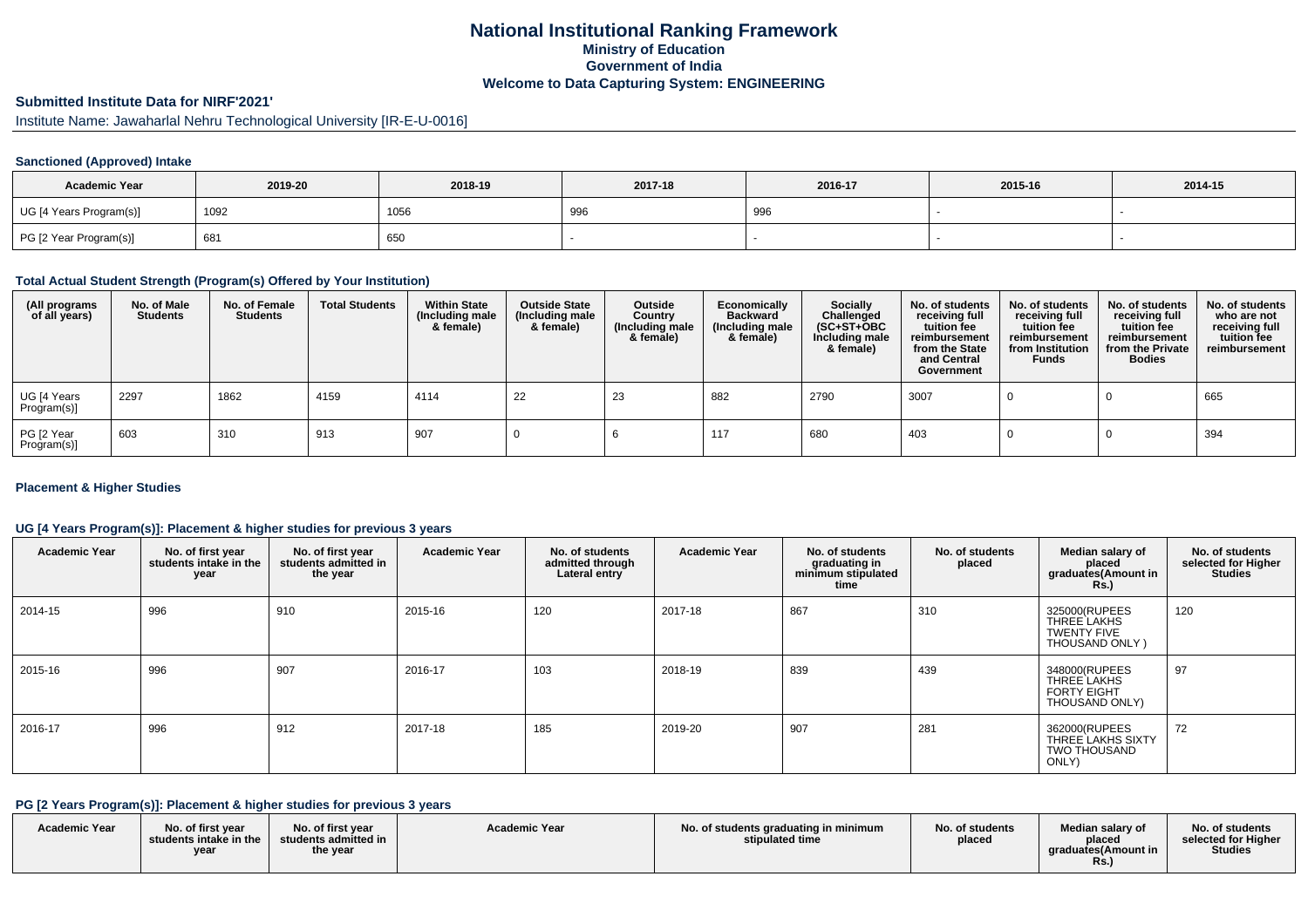# National Institutional Ranking Framework
## Ministry of Education
## Government of India
## Welcome to Data Capturing System: ENGINEERING

### Submitted Institute Data for NIRF'2021'

Institute Name: Jawaharlal Nehru Technological University [IR-E-U-0016]

#### Sanctioned (Approved) Intake

| Academic Year | 2019-20 | 2018-19 | 2017-18 | 2016-17 | 2015-16 | 2014-15 |
|---|---|---|---|---|---|---|
| UG [4 Years Program(s)] | 1092 | 1056 | 996 | 996 | - | - |
| PG [2 Year Program(s)] | 681 | 650 | - | - | - | - |

#### Total Actual Student Strength (Program(s) Offered by Your Institution)

| (All programs of all years) | No. of Male Students | No. of Female Students | Total Students | Within State (Including male & female) | Outside State (Including male & female) | Outside Country (Including male & female) | Economically Backward (Including male & female) | Socially Challenged (SC+ST+OBC Including male & female) | No. of students receiving full tuition fee reimbursement from the State and Central Government | No. of students receiving full tuition fee reimbursement from Institution Funds | No. of students receiving full tuition fee reimbursement from the Private Bodies | No. of students who are not receiving full tuition fee reimbursement |
|---|---|---|---|---|---|---|---|---|---|---|---|---|
| UG [4 Years Program(s)] | 2297 | 1862 | 4159 | 4114 | 22 | 23 | 882 | 2790 | 3007 | 0 | 0 | 665 |
| PG [2 Year Program(s)] | 603 | 310 | 913 | 907 | 0 | 6 | 117 | 680 | 403 | 0 | 0 | 394 |

#### Placement & Higher Studies

#### UG [4 Years Program(s)]: Placement & higher studies for previous 3 years

| Academic Year | No. of first year students intake in the year | No. of first year students admitted in the year | Academic Year | No. of students admitted through Lateral entry | Academic Year | No. of students graduating in minimum stipulated time | No. of students placed | Median salary of placed graduates(Amount in Rs.) | No. of students selected for Higher Studies |
|---|---|---|---|---|---|---|---|---|---|
| 2014-15 | 996 | 910 | 2015-16 | 120 | 2017-18 | 867 | 310 | 325000(RUPEES THREE LAKHS TWENTY FIVE THOUSAND ONLY ) | 120 |
| 2015-16 | 996 | 907 | 2016-17 | 103 | 2018-19 | 839 | 439 | 348000(RUPEES THREE LAKHS FORTY EIGHT THOUSAND ONLY) | 97 |
| 2016-17 | 996 | 912 | 2017-18 | 185 | 2019-20 | 907 | 281 | 362000(RUPEES THREE LAKHS SIXTY TWO THOUSAND ONLY) | 72 |

#### PG [2 Years Program(s)]: Placement & higher studies for previous 3 years

| Academic Year | No. of first year students intake in the year | No. of first year students admitted in the year | Academic Year | No. of students graduating in minimum stipulated time | No. of students placed | Median salary of placed graduates(Amount in Rs.) | No. of students selected for Higher Studies |
|---|---|---|---|---|---|---|---|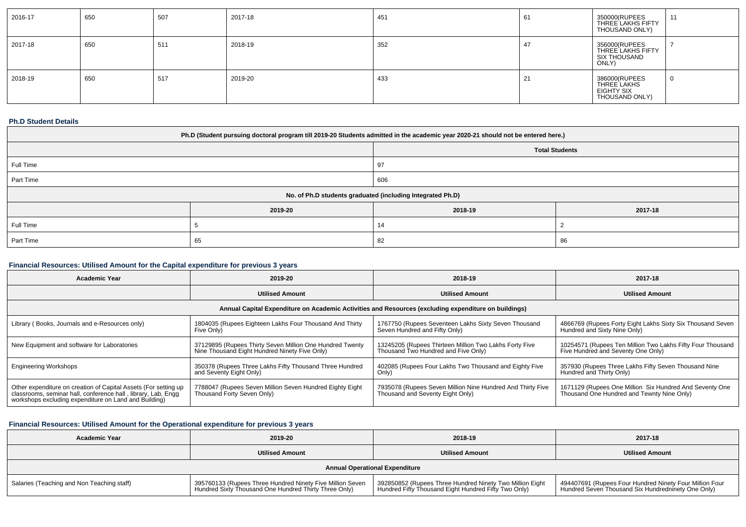| 2016-17 | 650 | 507 | 2017-18 | 451 | 61 | 350000(RUPEES THREE LAKHS FIFTY THOUSAND ONLY) | 11 |
|---|---|---|---|---|---|---|---|
| 2017-18 | 650 | 511 | 2018-19 | 352 | 47 | 356000(RUPEES THREE LAKHS FIFTY SIX THOUSAND ONLY) | 7 |
| 2018-19 | 650 | 517 | 2019-20 | 433 | 21 | 386000(RUPEES THREE LAKHS EIGHTY SIX THOUSAND ONLY) | 0 |

### Ph.D Student Details

| Ph.D (Student pursuing doctoral program till 2019-20 Students admitted in the academic year 2020-21 should not be entered here.) | | |
|---|---|---|
| | Total Students | |
| Full Time | 97 | |
| Part Time | 606 | |
| No. of Ph.D students graduated (including Integrated Ph.D) | | |
| | 2019-20 | 2018-19 | 2017-18 |
| Full Time | 5 | 14 | 2 |
| Part Time | 65 | 82 | 86 |

### Financial Resources: Utilised Amount for the Capital expenditure for previous 3 years

| Academic Year | 2019-20 | 2018-19 | 2017-18 |
|---|---|---|---|
| | Utilised Amount | Utilised Amount | Utilised Amount |
| Annual Capital Expenditure on Academic Activities and Resources (excluding expenditure on buildings) | | | |
| Library ( Books, Journals and e-Resources only) | 1804035 (Rupees Eighteen Lakhs Four Thousand And Thirty Five Only) | 1767750 (Rupees Seventeen Lakhs Sixty Seven Thousand Seven Hundred and Fifty Only) | 4866769 (Rupees Forty Eight Lakhs Sixty Six Thousand Seven Hundred and Sixty Nine Only) |
| New Equipment and software for Laboratories | 37129895 (Rupees Thirty Seven Million One Hundred Twenty Nine Thousand Eight Hundred Ninety Five Only) | 13245205 (Rupees Thirteen Million Two Lakhs Forty Five Thousand Two Hundred and Five Only) | 10254571 (Rupees Ten Million Two Lakhs Fifty Four Thousand Five Hundred and Seventy One Only) |
| Engineering Workshops | 350378 (Rupees Three Lakhs Fifty Thousand Three Hundred and Seventy Eight Only) | 402085 (Rupees Four Lakhs Two Thousand and Eighty Five Only) | 357930 (Rupees Three Lakhs Fifty Seven Thousand Nine Hundred and Thirty Only) |
| Other expenditure on creation of Capital Assets (For setting up classrooms, seminar hall, conference hall , library, Lab, Engg workshops excluding expenditure on Land and Building) | 7788047 (Rupees Seven Million Seven Hundred Eighty Eight Thousand Forty Seven Only) | 7935078 (Rupees Seven Million Nine Hundred And Thirty Five Thousand and Seventy Eight Only) | 1671129 (Rupees One Million Six Hundred And Seventy One Thousand One Hundred and Tewnty Nine Only) |

### Financial Resources: Utilised Amount for the Operational expenditure for previous 3 years

| Academic Year | 2019-20 | 2018-19 | 2017-18 |
|---|---|---|---|
| | Utilised Amount | Utilised Amount | Utilised Amount |
| Annual Operational Expenditure | | | |
| Salaries (Teaching and Non Teaching staff) | 395760133 (Rupees Three Hundred Ninety Five Million Seven Hundred Sixty Thousand One Hundred Thirty Three Only) | 392850852 (Rupees Three Hundred Ninety Two Million Eight Hundred Fifty Thousand Eight Hundred Fifty Two Only) | 494407691 (Rupees Four Hundred Ninety Four Million Four Hundred Seven Thousand Six Hundredninety One Only) |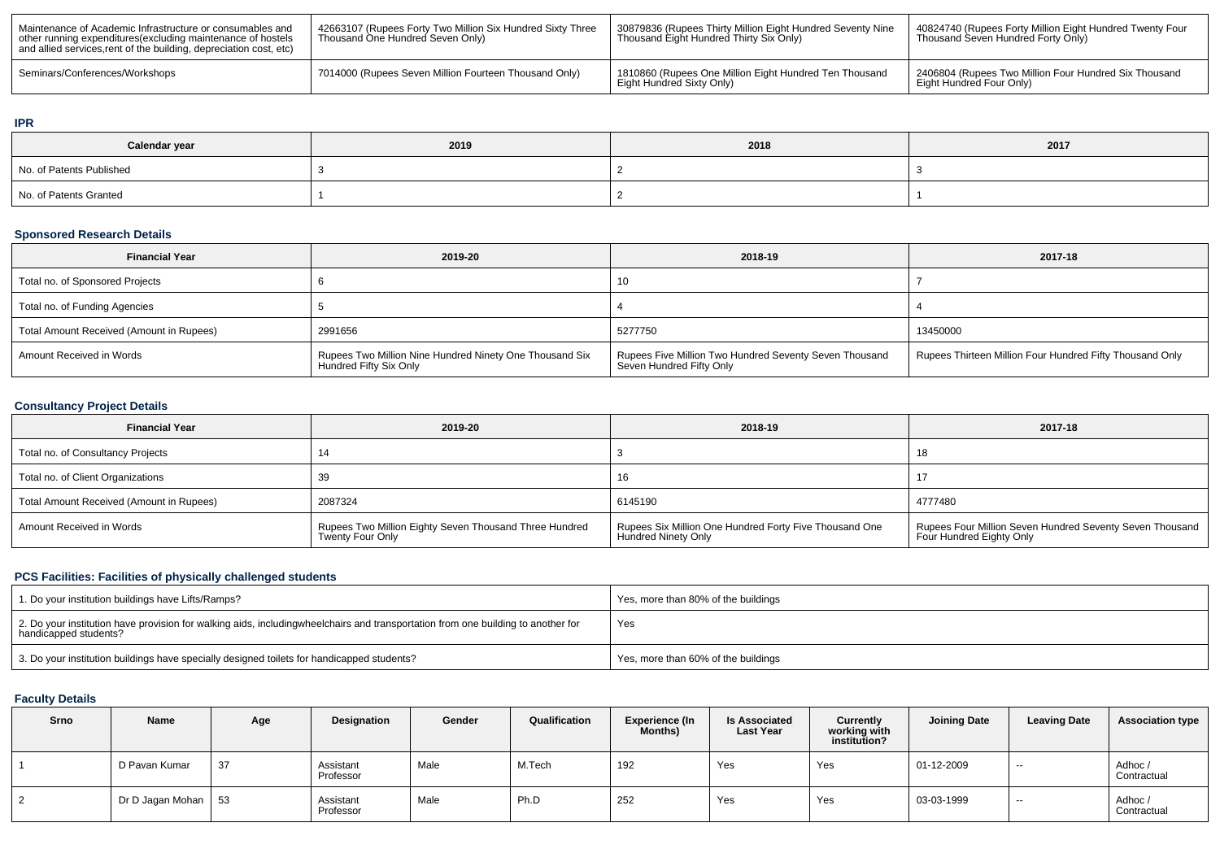| Maintenance of Academic Infrastructure or consumables and other running expenditures(excluding maintenance of hostels and allied services,rent of the building, depreciation cost, etc) | 42663107 (Rupees Forty Two Million Six Hundred Sixty Three Thousand One Hundred Seven Only) | 30879836 (Rupees Thirty Million Eight Hundred Seventy Nine Thousand Eight Hundred Thirty Six Only) | 40824740 (Rupees Forty Million Eight Hundred Twenty Four Thousand Seven Hundred Forty Only) |
|---|---|---|---|
| Seminars/Conferences/Workshops | 7014000 (Rupees Seven Million Fourteen Thousand Only) | 1810860 (Rupees One Million Eight Hundred Ten Thousand Eight Hundred Sixty Only) | 2406804 (Rupees Two Million Four Hundred Six Thousand Eight Hundred Four Only) |

### IPR

| Calendar year | 2019 | 2018 | 2017 |
|---|---|---|---|
| No. of Patents Published | 3 | 2 | 3 |
| No. of Patents Granted | 1 | 2 | 1 |

### Sponsored Research Details

| Financial Year | 2019-20 | 2018-19 | 2017-18 |
|---|---|---|---|
| Total no. of Sponsored Projects | 6 | 10 | 7 |
| Total no. of Funding Agencies | 5 | 4 | 4 |
| Total Amount Received (Amount in Rupees) | 2991656 | 5277750 | 13450000 |
| Amount Received in Words | Rupees Two Million Nine Hundred Ninety One Thousand Six Hundred Fifty Six Only | Rupees Five Million Two Hundred Seventy Seven Thousand Seven Hundred Fifty Only | Rupees Thirteen Million Four Hundred Fifty Thousand Only |

### Consultancy Project Details

| Financial Year | 2019-20 | 2018-19 | 2017-18 |
|---|---|---|---|
| Total no. of Consultancy Projects | 14 | 3 | 18 |
| Total no. of Client Organizations | 39 | 16 | 17 |
| Total Amount Received (Amount in Rupees) | 2087324 | 6145190 | 4777480 |
| Amount Received in Words | Rupees Two Million Eighty Seven Thousand Three Hundred Twenty Four Only | Rupees Six Million One Hundred Forty Five Thousand One Hundred Ninety Only | Rupees Four Million Seven Hundred Seventy Seven Thousand Four Hundred Eighty Only |

### PCS Facilities: Facilities of physically challenged students

| | |
|---|---|
| 1. Do your institution buildings have Lifts/Ramps? | Yes, more than 80% of the buildings |
| 2. Do your institution have provision for walking aids, includingwheelchairs and transportation from one building to another for handicapped students? | Yes |
| 3. Do your institution buildings have specially designed toilets for handicapped students? | Yes, more than 60% of the buildings |

### Faculty Details

| Srno | Name | Age | Designation | Gender | Qualification | Experience (In Months) | Is Associated Last Year | Currently working with institution? | Joining Date | Leaving Date | Association type |
|---|---|---|---|---|---|---|---|---|---|---|---|
| 1 | D Pavan Kumar | 37 | Assistant Professor | Male | M.Tech | 192 | Yes | Yes | 01-12-2009 | -- | Adhoc / Contractual |
| 2 | Dr D Jagan Mohan | 53 | Assistant Professor | Male | Ph.D | 252 | Yes | Yes | 03-03-1999 | -- | Adhoc / Contractual |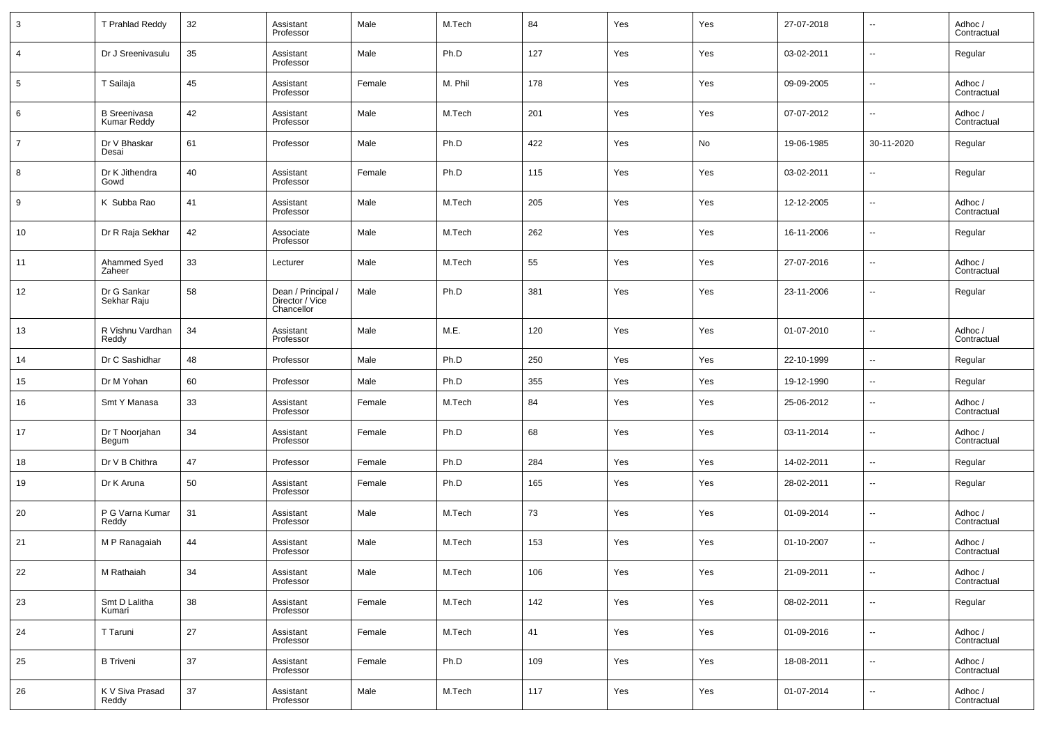| | | | | | | | | | | | |
|---|---|---|---|---|---|---|---|---|---|---|---|
| 3 | T Prahlad Reddy | 32 | Assistant Professor | Male | M.Tech | 84 | Yes | Yes | 27-07-2018 | -- | Adhoc / Contractual |
| 4 | Dr J Sreenivasulu | 35 | Assistant Professor | Male | Ph.D | 127 | Yes | Yes | 03-02-2011 | -- | Regular |
| 5 | T Sailaja | 45 | Assistant Professor | Female | M. Phil | 178 | Yes | Yes | 09-09-2005 | -- | Adhoc / Contractual |
| 6 | B Sreenivasa Kumar Reddy | 42 | Assistant Professor | Male | M.Tech | 201 | Yes | Yes | 07-07-2012 | -- | Adhoc / Contractual |
| 7 | Dr V Bhaskar Desai | 61 | Professor | Male | Ph.D | 422 | Yes | No | 19-06-1985 | 30-11-2020 | Regular |
| 8 | Dr K Jithendra Gowd | 40 | Assistant Professor | Female | Ph.D | 115 | Yes | Yes | 03-02-2011 | -- | Regular |
| 9 | K Subba Rao | 41 | Assistant Professor | Male | M.Tech | 205 | Yes | Yes | 12-12-2005 | -- | Adhoc / Contractual |
| 10 | Dr R Raja Sekhar | 42 | Associate Professor | Male | M.Tech | 262 | Yes | Yes | 16-11-2006 | -- | Regular |
| 11 | Ahammed Syed Zaheer | 33 | Lecturer | Male | M.Tech | 55 | Yes | Yes | 27-07-2016 | -- | Adhoc / Contractual |
| 12 | Dr G Sankar Sekhar Raju | 58 | Dean / Principal / Director / Vice Chancellor | Male | Ph.D | 381 | Yes | Yes | 23-11-2006 | -- | Regular |
| 13 | R Vishnu Vardhan Reddy | 34 | Assistant Professor | Male | M.E. | 120 | Yes | Yes | 01-07-2010 | -- | Adhoc / Contractual |
| 14 | Dr C Sashidhar | 48 | Professor | Male | Ph.D | 250 | Yes | Yes | 22-10-1999 | -- | Regular |
| 15 | Dr M Yohan | 60 | Professor | Male | Ph.D | 355 | Yes | Yes | 19-12-1990 | -- | Regular |
| 16 | Smt Y Manasa | 33 | Assistant Professor | Female | M.Tech | 84 | Yes | Yes | 25-06-2012 | -- | Adhoc / Contractual |
| 17 | Dr T Noorjahan Begum | 34 | Assistant Professor | Female | Ph.D | 68 | Yes | Yes | 03-11-2014 | -- | Adhoc / Contractual |
| 18 | Dr V B Chithra | 47 | Professor | Female | Ph.D | 284 | Yes | Yes | 14-02-2011 | -- | Regular |
| 19 | Dr K Aruna | 50 | Assistant Professor | Female | Ph.D | 165 | Yes | Yes | 28-02-2011 | -- | Regular |
| 20 | P G Varna Kumar Reddy | 31 | Assistant Professor | Male | M.Tech | 73 | Yes | Yes | 01-09-2014 | -- | Adhoc / Contractual |
| 21 | M P Ranagaiah | 44 | Assistant Professor | Male | M.Tech | 153 | Yes | Yes | 01-10-2007 | -- | Adhoc / Contractual |
| 22 | M Rathaiah | 34 | Assistant Professor | Male | M.Tech | 106 | Yes | Yes | 21-09-2011 | -- | Adhoc / Contractual |
| 23 | Smt D Lalitha Kumari | 38 | Assistant Professor | Female | M.Tech | 142 | Yes | Yes | 08-02-2011 | -- | Regular |
| 24 | T Taruni | 27 | Assistant Professor | Female | M.Tech | 41 | Yes | Yes | 01-09-2016 | -- | Adhoc / Contractual |
| 25 | B Triveni | 37 | Assistant Professor | Female | Ph.D | 109 | Yes | Yes | 18-08-2011 | -- | Adhoc / Contractual |
| 26 | K V Siva Prasad Reddy | 37 | Assistant Professor | Male | M.Tech | 117 | Yes | Yes | 01-07-2014 | -- | Adhoc / Contractual |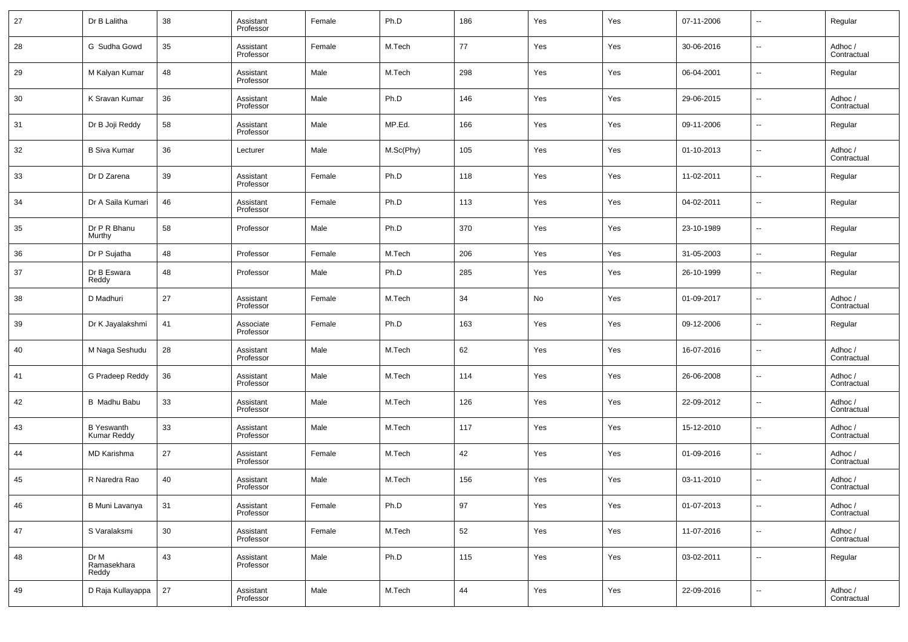| 27 | Dr B Lalitha | 38 | Assistant Professor | Female | Ph.D | 186 | Yes | Yes | 07-11-2006 | -- | Regular |
|---|---|---|---|---|---|---|---|---|---|---|---|
| 28 | G Sudha Gowd | 35 | Assistant Professor | Female | M.Tech | 77 | Yes | Yes | 30-06-2016 | -- | Adhoc / Contractual |
| 29 | M Kalyan Kumar | 48 | Assistant Professor | Male | M.Tech | 298 | Yes | Yes | 06-04-2001 | -- | Regular |
| 30 | K Sravan Kumar | 36 | Assistant Professor | Male | Ph.D | 146 | Yes | Yes | 29-06-2015 | -- | Adhoc / Contractual |
| 31 | Dr B Joji Reddy | 58 | Assistant Professor | Male | MP.Ed. | 166 | Yes | Yes | 09-11-2006 | -- | Regular |
| 32 | B Siva Kumar | 36 | Lecturer | Male | M.Sc(Phy) | 105 | Yes | Yes | 01-10-2013 | -- | Adhoc / Contractual |
| 33 | Dr D Zarena | 39 | Assistant Professor | Female | Ph.D | 118 | Yes | Yes | 11-02-2011 | -- | Regular |
| 34 | Dr A Saila Kumari | 46 | Assistant Professor | Female | Ph.D | 113 | Yes | Yes | 04-02-2011 | -- | Regular |
| 35 | Dr P R Bhanu Murthy | 58 | Professor | Male | Ph.D | 370 | Yes | Yes | 23-10-1989 | -- | Regular |
| 36 | Dr P Sujatha | 48 | Professor | Female | M.Tech | 206 | Yes | Yes | 31-05-2003 | -- | Regular |
| 37 | Dr B Eswara Reddy | 48 | Professor | Male | Ph.D | 285 | Yes | Yes | 26-10-1999 | -- | Regular |
| 38 | D Madhuri | 27 | Assistant Professor | Female | M.Tech | 34 | No | Yes | 01-09-2017 | -- | Adhoc / Contractual |
| 39 | Dr K Jayalakshmi | 41 | Associate Professor | Female | Ph.D | 163 | Yes | Yes | 09-12-2006 | -- | Regular |
| 40 | M Naga Seshudu | 28 | Assistant Professor | Male | M.Tech | 62 | Yes | Yes | 16-07-2016 | -- | Adhoc / Contractual |
| 41 | G Pradeep Reddy | 36 | Assistant Professor | Male | M.Tech | 114 | Yes | Yes | 26-06-2008 | -- | Adhoc / Contractual |
| 42 | B Madhu Babu | 33 | Assistant Professor | Male | M.Tech | 126 | Yes | Yes | 22-09-2012 | -- | Adhoc / Contractual |
| 43 | B Yeswanth Kumar Reddy | 33 | Assistant Professor | Male | M.Tech | 117 | Yes | Yes | 15-12-2010 | -- | Adhoc / Contractual |
| 44 | MD Karishma | 27 | Assistant Professor | Female | M.Tech | 42 | Yes | Yes | 01-09-2016 | -- | Adhoc / Contractual |
| 45 | R Naredra Rao | 40 | Assistant Professor | Male | M.Tech | 156 | Yes | Yes | 03-11-2010 | -- | Adhoc / Contractual |
| 46 | B Muni Lavanya | 31 | Assistant Professor | Female | Ph.D | 97 | Yes | Yes | 01-07-2013 | -- | Adhoc / Contractual |
| 47 | S Varalaksmi | 30 | Assistant Professor | Female | M.Tech | 52 | Yes | Yes | 11-07-2016 | -- | Adhoc / Contractual |
| 48 | Dr M Ramasekhara Reddy | 43 | Assistant Professor | Male | Ph.D | 115 | Yes | Yes | 03-02-2011 | -- | Regular |
| 49 | D Raja Kullayappa | 27 | Assistant Professor | Male | M.Tech | 44 | Yes | Yes | 22-09-2016 | -- | Adhoc / Contractual |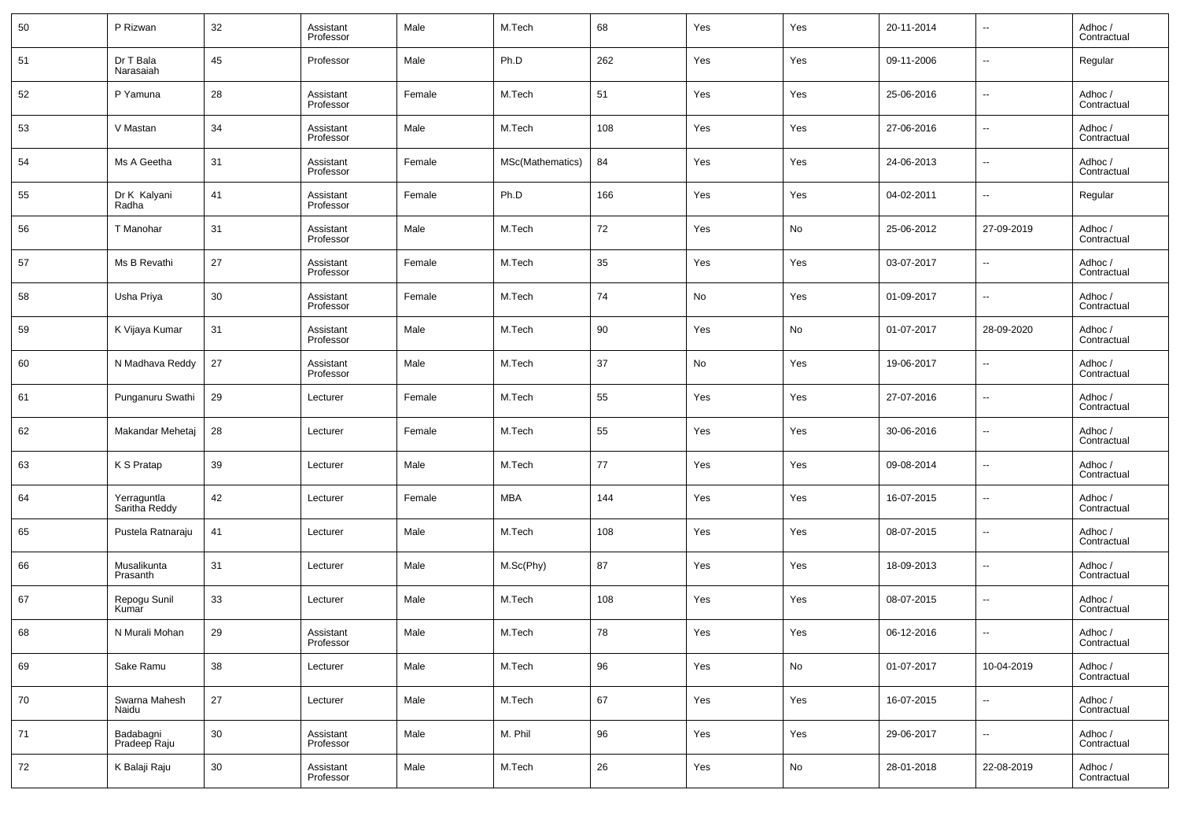| 50 | P Rizwan | 32 | Assistant Professor | Male | M.Tech | 68 | Yes | Yes | 20-11-2014 | -- | Adhoc / Contractual |
|---|---|---|---|---|---|---|---|---|---|---|---|
| 51 | Dr T Bala Narasaiah | 45 | Professor | Male | Ph.D | 262 | Yes | Yes | 09-11-2006 | -- | Regular |
| 52 | P Yamuna | 28 | Assistant Professor | Female | M.Tech | 51 | Yes | Yes | 25-06-2016 | -- | Adhoc / Contractual |
| 53 | V Mastan | 34 | Assistant Professor | Male | M.Tech | 108 | Yes | Yes | 27-06-2016 | -- | Adhoc / Contractual |
| 54 | Ms A Geetha | 31 | Assistant Professor | Female | MSc(Mathematics) | 84 | Yes | Yes | 24-06-2013 | -- | Adhoc / Contractual |
| 55 | Dr K Kalyani Radha | 41 | Assistant Professor | Female | Ph.D | 166 | Yes | Yes | 04-02-2011 | -- | Regular |
| 56 | T Manohar | 31 | Assistant Professor | Male | M.Tech | 72 | Yes | No | 25-06-2012 | 27-09-2019 | Adhoc / Contractual |
| 57 | Ms B Revathi | 27 | Assistant Professor | Female | M.Tech | 35 | Yes | Yes | 03-07-2017 | -- | Adhoc / Contractual |
| 58 | Usha Priya | 30 | Assistant Professor | Female | M.Tech | 74 | No | Yes | 01-09-2017 | -- | Adhoc / Contractual |
| 59 | K Vijaya Kumar | 31 | Assistant Professor | Male | M.Tech | 90 | Yes | No | 01-07-2017 | 28-09-2020 | Adhoc / Contractual |
| 60 | N Madhava Reddy | 27 | Assistant Professor | Male | M.Tech | 37 | No | Yes | 19-06-2017 | -- | Adhoc / Contractual |
| 61 | Punganuru Swathi | 29 | Lecturer | Female | M.Tech | 55 | Yes | Yes | 27-07-2016 | -- | Adhoc / Contractual |
| 62 | Makandar Mehetaj | 28 | Lecturer | Female | M.Tech | 55 | Yes | Yes | 30-06-2016 | -- | Adhoc / Contractual |
| 63 | K S Pratap | 39 | Lecturer | Male | M.Tech | 77 | Yes | Yes | 09-08-2014 | -- | Adhoc / Contractual |
| 64 | Yerraguntla Saritha Reddy | 42 | Lecturer | Female | MBA | 144 | Yes | Yes | 16-07-2015 | -- | Adhoc / Contractual |
| 65 | Pustela Ratnaraju | 41 | Lecturer | Male | M.Tech | 108 | Yes | Yes | 08-07-2015 | -- | Adhoc / Contractual |
| 66 | Musalikunta Prasanth | 31 | Lecturer | Male | M.Sc(Phy) | 87 | Yes | Yes | 18-09-2013 | -- | Adhoc / Contractual |
| 67 | Repogu Sunil Kumar | 33 | Lecturer | Male | M.Tech | 108 | Yes | Yes | 08-07-2015 | -- | Adhoc / Contractual |
| 68 | N Murali Mohan | 29 | Assistant Professor | Male | M.Tech | 78 | Yes | Yes | 06-12-2016 | -- | Adhoc / Contractual |
| 69 | Sake Ramu | 38 | Lecturer | Male | M.Tech | 96 | Yes | No | 01-07-2017 | 10-04-2019 | Adhoc / Contractual |
| 70 | Swarna Mahesh Naidu | 27 | Lecturer | Male | M.Tech | 67 | Yes | Yes | 16-07-2015 | -- | Adhoc / Contractual |
| 71 | Badabagni Pradeep Raju | 30 | Assistant Professor | Male | M. Phil | 96 | Yes | Yes | 29-06-2017 | -- | Adhoc / Contractual |
| 72 | K Balaji Raju | 30 | Assistant Professor | Male | M.Tech | 26 | Yes | No | 28-01-2018 | 22-08-2019 | Adhoc / Contractual |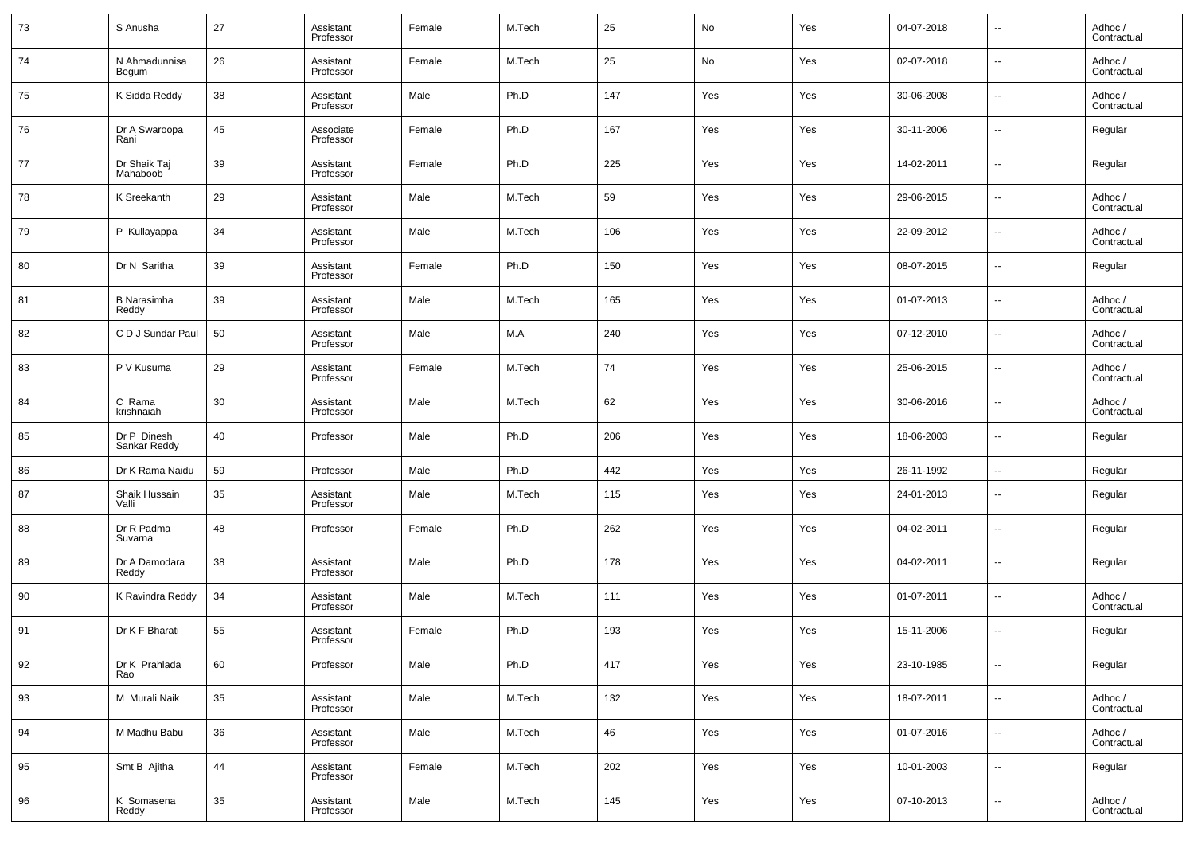| 73 | S Anusha | 27 | Assistant Professor | Female | M.Tech | 25 | No | Yes | 04-07-2018 | -- | Adhoc / Contractual |
|---|---|---|---|---|---|---|---|---|---|---|---|
| 74 | N Ahmadunnisa Begum | 26 | Assistant Professor | Female | M.Tech | 25 | No | Yes | 02-07-2018 | -- | Adhoc / Contractual |
| 75 | K Sidda Reddy | 38 | Assistant Professor | Male | Ph.D | 147 | Yes | Yes | 30-06-2008 | -- | Adhoc / Contractual |
| 76 | Dr A Swaroopa Rani | 45 | Associate Professor | Female | Ph.D | 167 | Yes | Yes | 30-11-2006 | -- | Regular |
| 77 | Dr Shaik Taj Mahaboob | 39 | Assistant Professor | Female | Ph.D | 225 | Yes | Yes | 14-02-2011 | -- | Regular |
| 78 | K Sreekanth | 29 | Assistant Professor | Male | M.Tech | 59 | Yes | Yes | 29-06-2015 | -- | Adhoc / Contractual |
| 79 | P Kullayappa | 34 | Assistant Professor | Male | M.Tech | 106 | Yes | Yes | 22-09-2012 | -- | Adhoc / Contractual |
| 80 | Dr N Saritha | 39 | Assistant Professor | Female | Ph.D | 150 | Yes | Yes | 08-07-2015 | -- | Regular |
| 81 | B Narasimha Reddy | 39 | Assistant Professor | Male | M.Tech | 165 | Yes | Yes | 01-07-2013 | -- | Adhoc / Contractual |
| 82 | C D J Sundar Paul | 50 | Assistant Professor | Male | M.A | 240 | Yes | Yes | 07-12-2010 | -- | Adhoc / Contractual |
| 83 | P V Kusuma | 29 | Assistant Professor | Female | M.Tech | 74 | Yes | Yes | 25-06-2015 | -- | Adhoc / Contractual |
| 84 | C Rama krishnaiah | 30 | Assistant Professor | Male | M.Tech | 62 | Yes | Yes | 30-06-2016 | -- | Adhoc / Contractual |
| 85 | Dr P Dinesh Sankar Reddy | 40 | Professor | Male | Ph.D | 206 | Yes | Yes | 18-06-2003 | -- | Regular |
| 86 | Dr K Rama Naidu | 59 | Professor | Male | Ph.D | 442 | Yes | Yes | 26-11-1992 | -- | Regular |
| 87 | Shaik Hussain Valli | 35 | Assistant Professor | Male | M.Tech | 115 | Yes | Yes | 24-01-2013 | -- | Regular |
| 88 | Dr R Padma Suvarna | 48 | Professor | Female | Ph.D | 262 | Yes | Yes | 04-02-2011 | -- | Regular |
| 89 | Dr A Damodara Reddy | 38 | Assistant Professor | Male | Ph.D | 178 | Yes | Yes | 04-02-2011 | -- | Regular |
| 90 | K Ravindra Reddy | 34 | Assistant Professor | Male | M.Tech | 111 | Yes | Yes | 01-07-2011 | -- | Adhoc / Contractual |
| 91 | Dr K F Bharati | 55 | Assistant Professor | Female | Ph.D | 193 | Yes | Yes | 15-11-2006 | -- | Regular |
| 92 | Dr K Prahlada Rao | 60 | Professor | Male | Ph.D | 417 | Yes | Yes | 23-10-1985 | -- | Regular |
| 93 | M Murali Naik | 35 | Assistant Professor | Male | M.Tech | 132 | Yes | Yes | 18-07-2011 | -- | Adhoc / Contractual |
| 94 | M Madhu Babu | 36 | Assistant Professor | Male | M.Tech | 46 | Yes | Yes | 01-07-2016 | -- | Adhoc / Contractual |
| 95 | Smt B Ajitha | 44 | Assistant Professor | Female | M.Tech | 202 | Yes | Yes | 10-01-2003 | -- | Regular |
| 96 | K Somasena Reddy | 35 | Assistant Professor | Male | M.Tech | 145 | Yes | Yes | 07-10-2013 | -- | Adhoc / Contractual |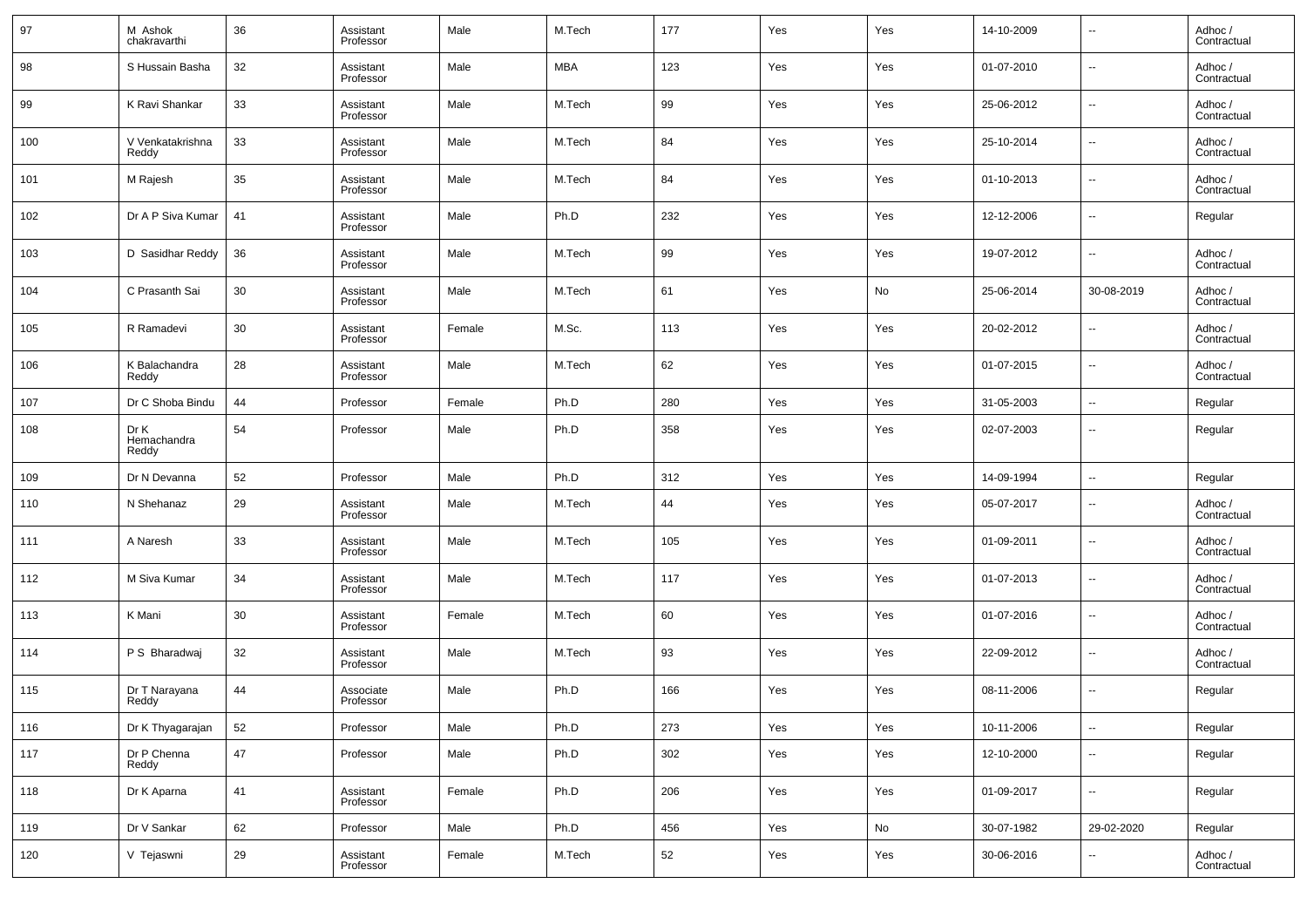| 97 | M Ashok chakravarthi | 36 | Assistant Professor | Male | M.Tech | 177 | Yes | Yes | 14-10-2009 | -- | Adhoc / Contractual |
|---|---|---|---|---|---|---|---|---|---|---|---|
| 98 | S Hussain Basha | 32 | Assistant Professor | Male | MBA | 123 | Yes | Yes | 01-07-2010 | -- | Adhoc / Contractual |
| 99 | K Ravi Shankar | 33 | Assistant Professor | Male | M.Tech | 99 | Yes | Yes | 25-06-2012 | -- | Adhoc / Contractual |
| 100 | V Venkatakrishna Reddy | 33 | Assistant Professor | Male | M.Tech | 84 | Yes | Yes | 25-10-2014 | -- | Adhoc / Contractual |
| 101 | M Rajesh | 35 | Assistant Professor | Male | M.Tech | 84 | Yes | Yes | 01-10-2013 | -- | Adhoc / Contractual |
| 102 | Dr A P Siva Kumar | 41 | Assistant Professor | Male | Ph.D | 232 | Yes | Yes | 12-12-2006 | -- | Regular |
| 103 | D Sasidhar Reddy | 36 | Assistant Professor | Male | M.Tech | 99 | Yes | Yes | 19-07-2012 | -- | Adhoc / Contractual |
| 104 | C Prasanth Sai | 30 | Assistant Professor | Male | M.Tech | 61 | Yes | No | 25-06-2014 | 30-08-2019 | Adhoc / Contractual |
| 105 | R Ramadevi | 30 | Assistant Professor | Female | M.Sc. | 113 | Yes | Yes | 20-02-2012 | -- | Adhoc / Contractual |
| 106 | K Balachandra Reddy | 28 | Assistant Professor | Male | M.Tech | 62 | Yes | Yes | 01-07-2015 | -- | Adhoc / Contractual |
| 107 | Dr C Shoba Bindu | 44 | Professor | Female | Ph.D | 280 | Yes | Yes | 31-05-2003 | -- | Regular |
| 108 | Dr K Hemachandra Reddy | 54 | Professor | Male | Ph.D | 358 | Yes | Yes | 02-07-2003 | -- | Regular |
| 109 | Dr N Devanna | 52 | Professor | Male | Ph.D | 312 | Yes | Yes | 14-09-1994 | -- | Regular |
| 110 | N Shehanaz | 29 | Assistant Professor | Male | M.Tech | 44 | Yes | Yes | 05-07-2017 | -- | Adhoc / Contractual |
| 111 | A Naresh | 33 | Assistant Professor | Male | M.Tech | 105 | Yes | Yes | 01-09-2011 | -- | Adhoc / Contractual |
| 112 | M Siva Kumar | 34 | Assistant Professor | Male | M.Tech | 117 | Yes | Yes | 01-07-2013 | -- | Adhoc / Contractual |
| 113 | K Mani | 30 | Assistant Professor | Female | M.Tech | 60 | Yes | Yes | 01-07-2016 | -- | Adhoc / Contractual |
| 114 | P S Bharadwaj | 32 | Assistant Professor | Male | M.Tech | 93 | Yes | Yes | 22-09-2012 | -- | Adhoc / Contractual |
| 115 | Dr T Narayana Reddy | 44 | Associate Professor | Male | Ph.D | 166 | Yes | Yes | 08-11-2006 | -- | Regular |
| 116 | Dr K Thyagarajan | 52 | Professor | Male | Ph.D | 273 | Yes | Yes | 10-11-2006 | -- | Regular |
| 117 | Dr P Chenna Reddy | 47 | Professor | Male | Ph.D | 302 | Yes | Yes | 12-10-2000 | -- | Regular |
| 118 | Dr K Aparna | 41 | Assistant Professor | Female | Ph.D | 206 | Yes | Yes | 01-09-2017 | -- | Regular |
| 119 | Dr V Sankar | 62 | Professor | Male | Ph.D | 456 | Yes | No | 30-07-1982 | 29-02-2020 | Regular |
| 120 | V Tejaswni | 29 | Assistant Professor | Female | M.Tech | 52 | Yes | Yes | 30-06-2016 | -- | Adhoc / Contractual |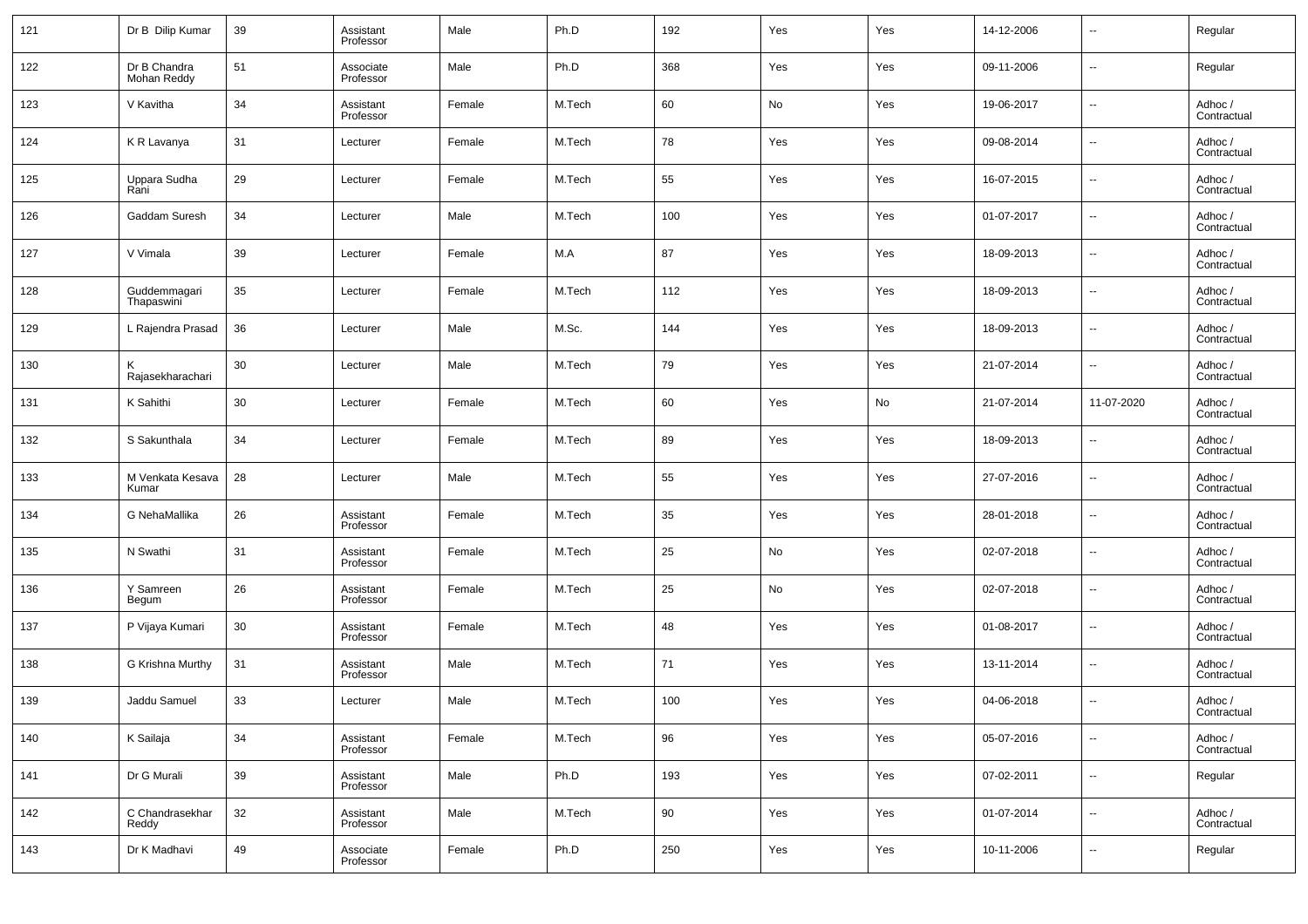| 121 | Dr B Dilip Kumar | 39 | Assistant Professor | Male | Ph.D | 192 | Yes | Yes | 14-12-2006 | -- | Regular |
|---|---|---|---|---|---|---|---|---|---|---|---|
| 122 | Dr B Chandra Mohan Reddy | 51 | Associate Professor | Male | Ph.D | 368 | Yes | Yes | 09-11-2006 | -- | Regular |
| 123 | V Kavitha | 34 | Assistant Professor | Female | M.Tech | 60 | No | Yes | 19-06-2017 | -- | Adhoc / Contractual |
| 124 | K R Lavanya | 31 | Lecturer | Female | M.Tech | 78 | Yes | Yes | 09-08-2014 | -- | Adhoc / Contractual |
| 125 | Uppara Sudha Rani | 29 | Lecturer | Female | M.Tech | 55 | Yes | Yes | 16-07-2015 | -- | Adhoc / Contractual |
| 126 | Gaddam Suresh | 34 | Lecturer | Male | M.Tech | 100 | Yes | Yes | 01-07-2017 | -- | Adhoc / Contractual |
| 127 | V Vimala | 39 | Lecturer | Female | M.A | 87 | Yes | Yes | 18-09-2013 | -- | Adhoc / Contractual |
| 128 | Guddemmagari Thapaswini | 35 | Lecturer | Female | M.Tech | 112 | Yes | Yes | 18-09-2013 | -- | Adhoc / Contractual |
| 129 | L Rajendra Prasad | 36 | Lecturer | Male | M.Sc. | 144 | Yes | Yes | 18-09-2013 | -- | Adhoc / Contractual |
| 130 | K Rajasekharachari | 30 | Lecturer | Male | M.Tech | 79 | Yes | Yes | 21-07-2014 | -- | Adhoc / Contractual |
| 131 | K Sahithi | 30 | Lecturer | Female | M.Tech | 60 | Yes | No | 21-07-2014 | 11-07-2020 | Adhoc / Contractual |
| 132 | S Sakunthala | 34 | Lecturer | Female | M.Tech | 89 | Yes | Yes | 18-09-2013 | -- | Adhoc / Contractual |
| 133 | M Venkata Kesava Kumar | 28 | Lecturer | Male | M.Tech | 55 | Yes | Yes | 27-07-2016 | -- | Adhoc / Contractual |
| 134 | G NehaMallika | 26 | Assistant Professor | Female | M.Tech | 35 | Yes | Yes | 28-01-2018 | -- | Adhoc / Contractual |
| 135 | N Swathi | 31 | Assistant Professor | Female | M.Tech | 25 | No | Yes | 02-07-2018 | -- | Adhoc / Contractual |
| 136 | Y Samreen Begum | 26 | Assistant Professor | Female | M.Tech | 25 | No | Yes | 02-07-2018 | -- | Adhoc / Contractual |
| 137 | P Vijaya Kumari | 30 | Assistant Professor | Female | M.Tech | 48 | Yes | Yes | 01-08-2017 | -- | Adhoc / Contractual |
| 138 | G Krishna Murthy | 31 | Assistant Professor | Male | M.Tech | 71 | Yes | Yes | 13-11-2014 | -- | Adhoc / Contractual |
| 139 | Jaddu Samuel | 33 | Lecturer | Male | M.Tech | 100 | Yes | Yes | 04-06-2018 | -- | Adhoc / Contractual |
| 140 | K Sailaja | 34 | Assistant Professor | Female | M.Tech | 96 | Yes | Yes | 05-07-2016 | -- | Adhoc / Contractual |
| 141 | Dr G Murali | 39 | Assistant Professor | Male | Ph.D | 193 | Yes | Yes | 07-02-2011 | -- | Regular |
| 142 | C Chandrasekhar Reddy | 32 | Assistant Professor | Male | M.Tech | 90 | Yes | Yes | 01-07-2014 | -- | Adhoc / Contractual |
| 143 | Dr K Madhavi | 49 | Associate Professor | Female | Ph.D | 250 | Yes | Yes | 10-11-2006 | -- | Regular |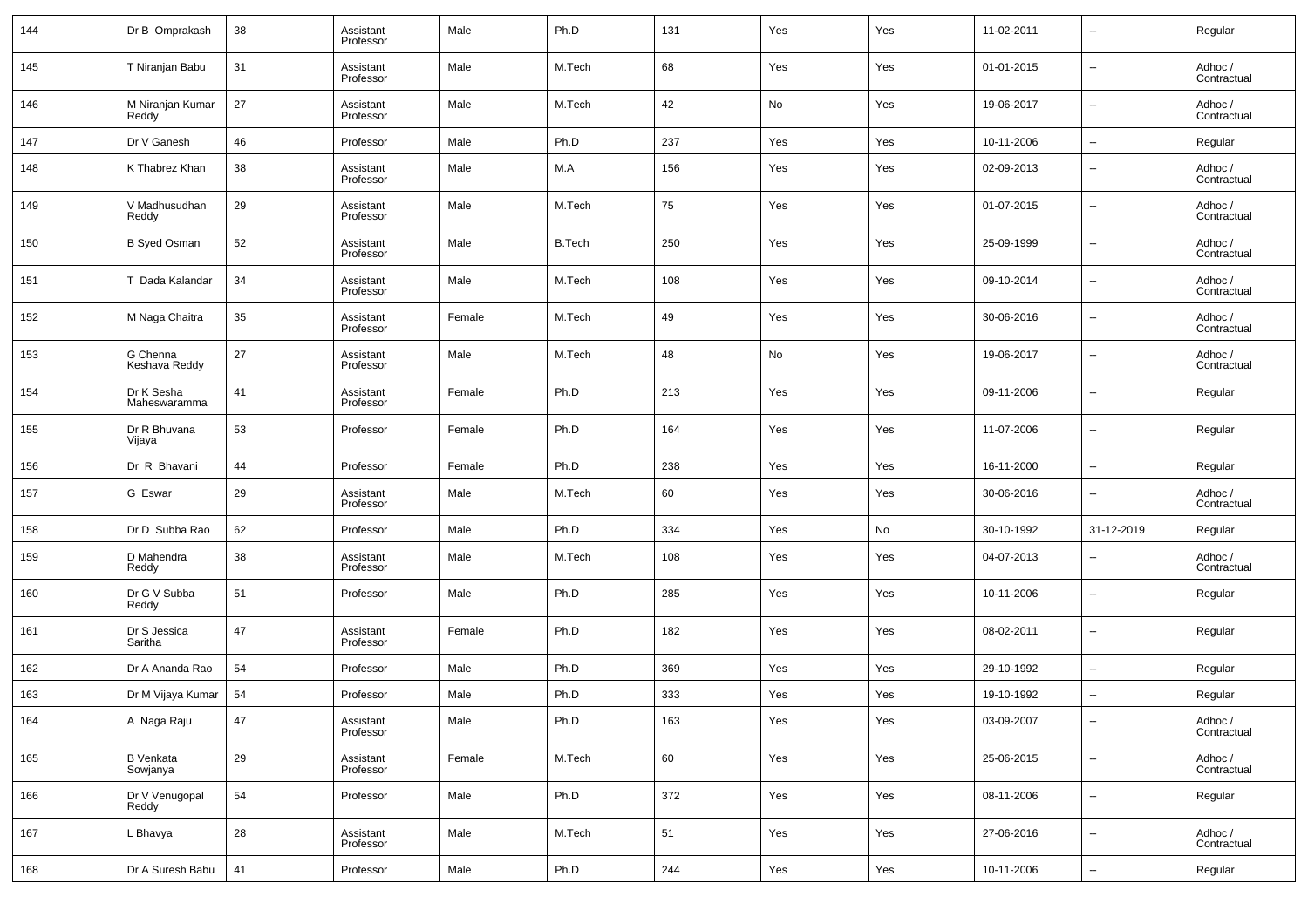| 144 | Dr B Omprakash | 38 | Assistant Professor | Male | Ph.D | 131 | Yes | Yes | 11-02-2011 | -- | Regular |
|---|---|---|---|---|---|---|---|---|---|---|---|
| 145 | T Niranjan Babu | 31 | Assistant Professor | Male | M.Tech | 68 | Yes | Yes | 01-01-2015 | -- | Adhoc / Contractual |
| 146 | M Niranjan Kumar Reddy | 27 | Assistant Professor | Male | M.Tech | 42 | No | Yes | 19-06-2017 | -- | Adhoc / Contractual |
| 147 | Dr V Ganesh | 46 | Professor | Male | Ph.D | 237 | Yes | Yes | 10-11-2006 | -- | Regular |
| 148 | K Thabrez Khan | 38 | Assistant Professor | Male | M.A | 156 | Yes | Yes | 02-09-2013 | -- | Adhoc / Contractual |
| 149 | V Madhusudhan Reddy | 29 | Assistant Professor | Male | M.Tech | 75 | Yes | Yes | 01-07-2015 | -- | Adhoc / Contractual |
| 150 | B Syed Osman | 52 | Assistant Professor | Male | B.Tech | 250 | Yes | Yes | 25-09-1999 | -- | Adhoc / Contractual |
| 151 | T Dada Kalandar | 34 | Assistant Professor | Male | M.Tech | 108 | Yes | Yes | 09-10-2014 | -- | Adhoc / Contractual |
| 152 | M Naga Chaitra | 35 | Assistant Professor | Female | M.Tech | 49 | Yes | Yes | 30-06-2016 | -- | Adhoc / Contractual |
| 153 | G Chenna Keshava Reddy | 27 | Assistant Professor | Male | M.Tech | 48 | No | Yes | 19-06-2017 | -- | Adhoc / Contractual |
| 154 | Dr K Sesha Maheswaramma | 41 | Assistant Professor | Female | Ph.D | 213 | Yes | Yes | 09-11-2006 | -- | Regular |
| 155 | Dr R Bhuvana Vijaya | 53 | Professor | Female | Ph.D | 164 | Yes | Yes | 11-07-2006 | -- | Regular |
| 156 | Dr R Bhavani | 44 | Professor | Female | Ph.D | 238 | Yes | Yes | 16-11-2000 | -- | Regular |
| 157 | G Eswar | 29 | Assistant Professor | Male | M.Tech | 60 | Yes | Yes | 30-06-2016 | -- | Adhoc / Contractual |
| 158 | Dr D Subba Rao | 62 | Professor | Male | Ph.D | 334 | Yes | No | 30-10-1992 | 31-12-2019 | Regular |
| 159 | D Mahendra Reddy | 38 | Assistant Professor | Male | M.Tech | 108 | Yes | Yes | 04-07-2013 | -- | Adhoc / Contractual |
| 160 | Dr G V Subba Reddy | 51 | Professor | Male | Ph.D | 285 | Yes | Yes | 10-11-2006 | -- | Regular |
| 161 | Dr S Jessica Saritha | 47 | Assistant Professor | Female | Ph.D | 182 | Yes | Yes | 08-02-2011 | -- | Regular |
| 162 | Dr A Ananda Rao | 54 | Professor | Male | Ph.D | 369 | Yes | Yes | 29-10-1992 | -- | Regular |
| 163 | Dr M Vijaya Kumar | 54 | Professor | Male | Ph.D | 333 | Yes | Yes | 19-10-1992 | -- | Regular |
| 164 | A Naga Raju | 47 | Assistant Professor | Male | Ph.D | 163 | Yes | Yes | 03-09-2007 | -- | Adhoc / Contractual |
| 165 | B Venkata Sowjanya | 29 | Assistant Professor | Female | M.Tech | 60 | Yes | Yes | 25-06-2015 | -- | Adhoc / Contractual |
| 166 | Dr V Venugopal Reddy | 54 | Professor | Male | Ph.D | 372 | Yes | Yes | 08-11-2006 | -- | Regular |
| 167 | L Bhavya | 28 | Assistant Professor | Male | M.Tech | 51 | Yes | Yes | 27-06-2016 | -- | Adhoc / Contractual |
| 168 | Dr A Suresh Babu | 41 | Professor | Male | Ph.D | 244 | Yes | Yes | 10-11-2006 | -- | Regular |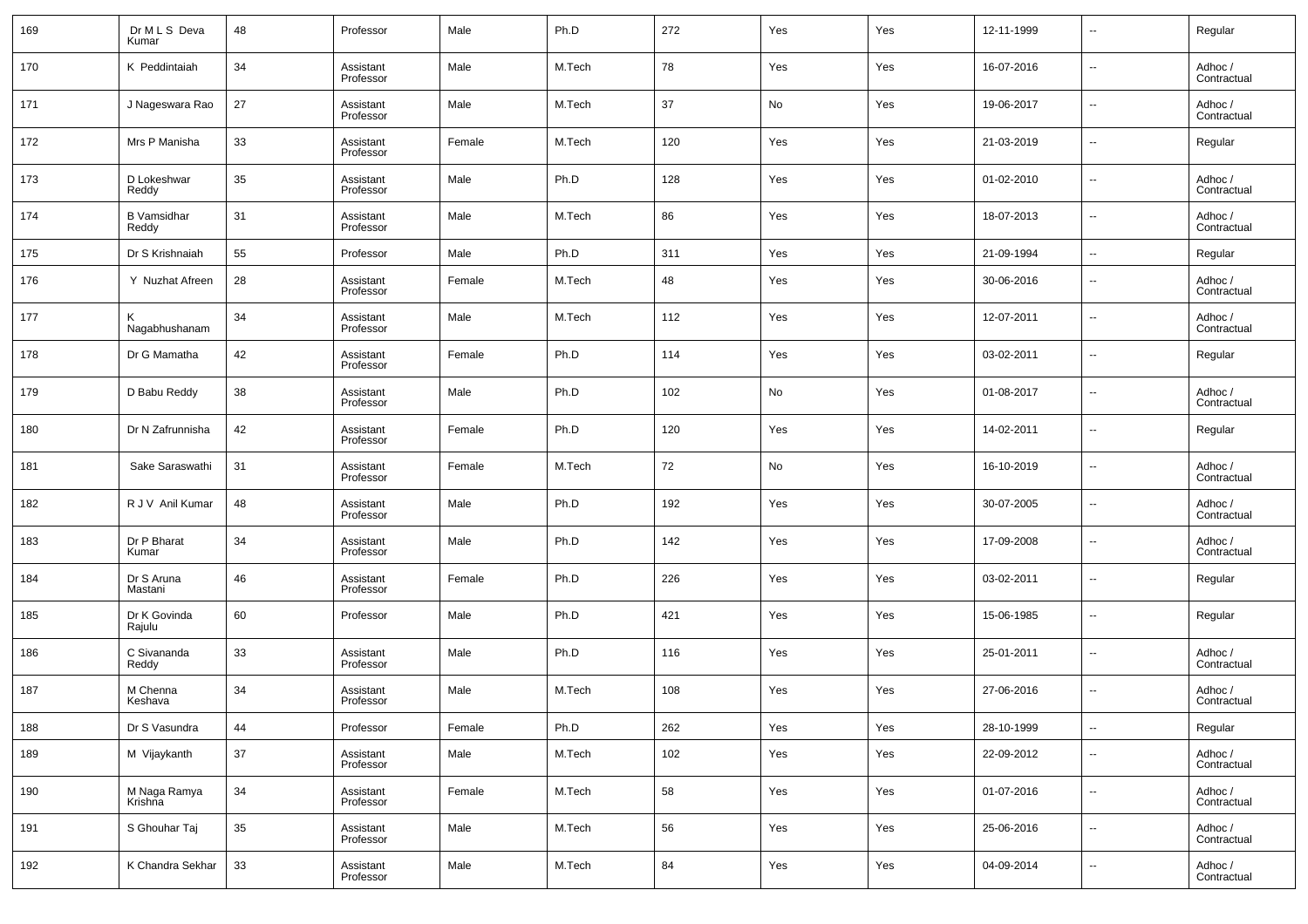| 169 | Dr M L S Deva Kumar | 48 | Professor | Male | Ph.D | 272 | Yes | Yes | 12-11-1999 | -- | Regular |
|---|---|---|---|---|---|---|---|---|---|---|---|
| 170 | K Peddintaiah | 34 | Assistant Professor | Male | M.Tech | 78 | Yes | Yes | 16-07-2016 | -- | Adhoc / Contractual |
| 171 | J Nageswara Rao | 27 | Assistant Professor | Male | M.Tech | 37 | No | Yes | 19-06-2017 | -- | Adhoc / Contractual |
| 172 | Mrs P Manisha | 33 | Assistant Professor | Female | M.Tech | 120 | Yes | Yes | 21-03-2019 | -- | Regular |
| 173 | D Lokeshwar Reddy | 35 | Assistant Professor | Male | Ph.D | 128 | Yes | Yes | 01-02-2010 | -- | Adhoc / Contractual |
| 174 | B Vamsidhar Reddy | 31 | Assistant Professor | Male | M.Tech | 86 | Yes | Yes | 18-07-2013 | -- | Adhoc / Contractual |
| 175 | Dr S Krishnaiah | 55 | Professor | Male | Ph.D | 311 | Yes | Yes | 21-09-1994 | -- | Regular |
| 176 | Y Nuzhat Afreen | 28 | Assistant Professor | Female | M.Tech | 48 | Yes | Yes | 30-06-2016 | -- | Adhoc / Contractual |
| 177 | K Nagabhushanam | 34 | Assistant Professor | Male | M.Tech | 112 | Yes | Yes | 12-07-2011 | -- | Adhoc / Contractual |
| 178 | Dr G Mamatha | 42 | Assistant Professor | Female | Ph.D | 114 | Yes | Yes | 03-02-2011 | -- | Regular |
| 179 | D Babu Reddy | 38 | Assistant Professor | Male | Ph.D | 102 | No | Yes | 01-08-2017 | -- | Adhoc / Contractual |
| 180 | Dr N Zafrunnisha | 42 | Assistant Professor | Female | Ph.D | 120 | Yes | Yes | 14-02-2011 | -- | Regular |
| 181 | Sake Saraswathi | 31 | Assistant Professor | Female | M.Tech | 72 | No | Yes | 16-10-2019 | -- | Adhoc / Contractual |
| 182 | R J V Anil Kumar | 48 | Assistant Professor | Male | Ph.D | 192 | Yes | Yes | 30-07-2005 | -- | Adhoc / Contractual |
| 183 | Dr P Bharat Kumar | 34 | Assistant Professor | Male | Ph.D | 142 | Yes | Yes | 17-09-2008 | -- | Adhoc / Contractual |
| 184 | Dr S Aruna Mastani | 46 | Assistant Professor | Female | Ph.D | 226 | Yes | Yes | 03-02-2011 | -- | Regular |
| 185 | Dr K Govinda Rajulu | 60 | Professor | Male | Ph.D | 421 | Yes | Yes | 15-06-1985 | -- | Regular |
| 186 | C Sivananda Reddy | 33 | Assistant Professor | Male | Ph.D | 116 | Yes | Yes | 25-01-2011 | -- | Adhoc / Contractual |
| 187 | M Chenna Keshava | 34 | Assistant Professor | Male | M.Tech | 108 | Yes | Yes | 27-06-2016 | -- | Adhoc / Contractual |
| 188 | Dr S Vasundra | 44 | Professor | Female | Ph.D | 262 | Yes | Yes | 28-10-1999 | -- | Regular |
| 189 | M Vijaykanth | 37 | Assistant Professor | Male | M.Tech | 102 | Yes | Yes | 22-09-2012 | -- | Adhoc / Contractual |
| 190 | M Naga Ramya Krishna | 34 | Assistant Professor | Female | M.Tech | 58 | Yes | Yes | 01-07-2016 | -- | Adhoc / Contractual |
| 191 | S Ghouhar Taj | 35 | Assistant Professor | Male | M.Tech | 56 | Yes | Yes | 25-06-2016 | -- | Adhoc / Contractual |
| 192 | K Chandra Sekhar | 33 | Assistant Professor | Male | M.Tech | 84 | Yes | Yes | 04-09-2014 | -- | Adhoc / Contractual |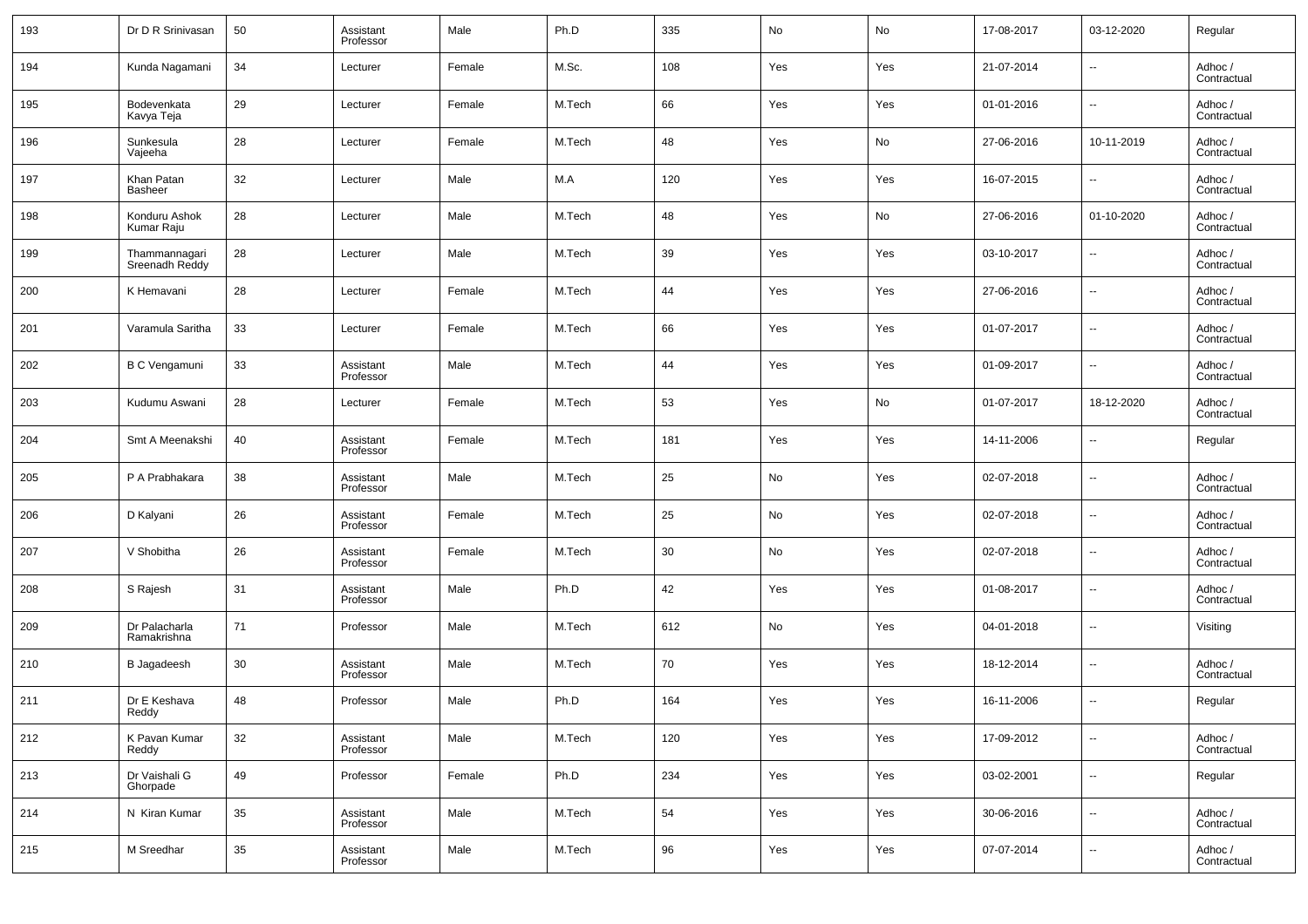| 193 | Dr D R Srinivasan | 50 | Assistant Professor | Male | Ph.D | 335 | No | No | 17-08-2017 | 03-12-2020 | Regular |
|---|---|---|---|---|---|---|---|---|---|---|---|
| 194 | Kunda Nagamani | 34 | Lecturer | Female | M.Sc. | 108 | Yes | Yes | 21-07-2014 | -- | Adhoc / Contractual |
| 195 | Bodevenkata Kavya Teja | 29 | Lecturer | Female | M.Tech | 66 | Yes | Yes | 01-01-2016 | -- | Adhoc / Contractual |
| 196 | Sunkesula Vajeeha | 28 | Lecturer | Female | M.Tech | 48 | Yes | No | 27-06-2016 | 10-11-2019 | Adhoc / Contractual |
| 197 | Khan Patan Basheer | 32 | Lecturer | Male | M.A | 120 | Yes | Yes | 16-07-2015 | -- | Adhoc / Contractual |
| 198 | Konduru Ashok Kumar Raju | 28 | Lecturer | Male | M.Tech | 48 | Yes | No | 27-06-2016 | 01-10-2020 | Adhoc / Contractual |
| 199 | Thammannagari Sreenadh Reddy | 28 | Lecturer | Male | M.Tech | 39 | Yes | Yes | 03-10-2017 | -- | Adhoc / Contractual |
| 200 | K Hemavani | 28 | Lecturer | Female | M.Tech | 44 | Yes | Yes | 27-06-2016 | -- | Adhoc / Contractual |
| 201 | Varamula Saritha | 33 | Lecturer | Female | M.Tech | 66 | Yes | Yes | 01-07-2017 | -- | Adhoc / Contractual |
| 202 | B C Vengamuni | 33 | Assistant Professor | Male | M.Tech | 44 | Yes | Yes | 01-09-2017 | -- | Adhoc / Contractual |
| 203 | Kudumu Aswani | 28 | Lecturer | Female | M.Tech | 53 | Yes | No | 01-07-2017 | 18-12-2020 | Adhoc / Contractual |
| 204 | Smt A Meenakshi | 40 | Assistant Professor | Female | M.Tech | 181 | Yes | Yes | 14-11-2006 | -- | Regular |
| 205 | P A Prabhakara | 38 | Assistant Professor | Male | M.Tech | 25 | No | Yes | 02-07-2018 | -- | Adhoc / Contractual |
| 206 | D Kalyani | 26 | Assistant Professor | Female | M.Tech | 25 | No | Yes | 02-07-2018 | -- | Adhoc / Contractual |
| 207 | V Shobitha | 26 | Assistant Professor | Female | M.Tech | 30 | No | Yes | 02-07-2018 | -- | Adhoc / Contractual |
| 208 | S Rajesh | 31 | Assistant Professor | Male | Ph.D | 42 | Yes | Yes | 01-08-2017 | -- | Adhoc / Contractual |
| 209 | Dr Palacharla Ramakrishna | 71 | Professor | Male | M.Tech | 612 | No | Yes | 04-01-2018 | -- | Visiting |
| 210 | B Jagadeesh | 30 | Assistant Professor | Male | M.Tech | 70 | Yes | Yes | 18-12-2014 | -- | Adhoc / Contractual |
| 211 | Dr E Keshava Reddy | 48 | Professor | Male | Ph.D | 164 | Yes | Yes | 16-11-2006 | -- | Regular |
| 212 | K Pavan Kumar Reddy | 32 | Assistant Professor | Male | M.Tech | 120 | Yes | Yes | 17-09-2012 | -- | Adhoc / Contractual |
| 213 | Dr Vaishali G Ghorpade | 49 | Professor | Female | Ph.D | 234 | Yes | Yes | 03-02-2001 | -- | Regular |
| 214 | N Kiran Kumar | 35 | Assistant Professor | Male | M.Tech | 54 | Yes | Yes | 30-06-2016 | -- | Adhoc / Contractual |
| 215 | M Sreedhar | 35 | Assistant Professor | Male | M.Tech | 96 | Yes | Yes | 07-07-2014 | -- | Adhoc / Contractual |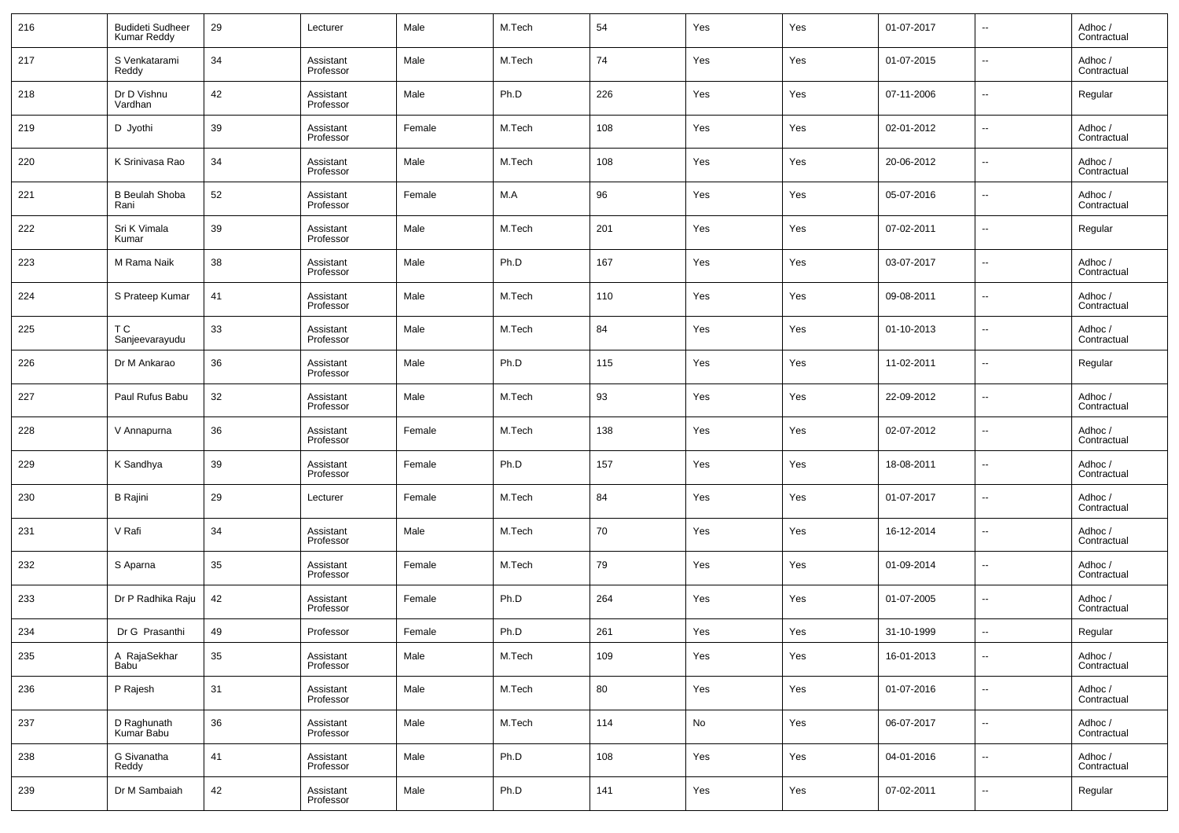| | | | | | | | | | | | |
|---|---|---|---|---|---|---|---|---|---|---|---|
| 216 | Budideti Sudheer Kumar Reddy | 29 | Lecturer | Male | M.Tech | 54 | Yes | Yes | 01-07-2017 | -- | Adhoc / Contractual |
| 217 | S Venkatarami Reddy | 34 | Assistant Professor | Male | M.Tech | 74 | Yes | Yes | 01-07-2015 | -- | Adhoc / Contractual |
| 218 | Dr D Vishnu Vardhan | 42 | Assistant Professor | Male | Ph.D | 226 | Yes | Yes | 07-11-2006 | -- | Regular |
| 219 | D Jyothi | 39 | Assistant Professor | Female | M.Tech | 108 | Yes | Yes | 02-01-2012 | -- | Adhoc / Contractual |
| 220 | K Srinivasa Rao | 34 | Assistant Professor | Male | M.Tech | 108 | Yes | Yes | 20-06-2012 | -- | Adhoc / Contractual |
| 221 | B Beulah Shoba Rani | 52 | Assistant Professor | Female | M.A | 96 | Yes | Yes | 05-07-2016 | -- | Adhoc / Contractual |
| 222 | Sri K Vimala Kumar | 39 | Assistant Professor | Male | M.Tech | 201 | Yes | Yes | 07-02-2011 | -- | Regular |
| 223 | M Rama Naik | 38 | Assistant Professor | Male | Ph.D | 167 | Yes | Yes | 03-07-2017 | -- | Adhoc / Contractual |
| 224 | S Prateep Kumar | 41 | Assistant Professor | Male | M.Tech | 110 | Yes | Yes | 09-08-2011 | -- | Adhoc / Contractual |
| 225 | T C Sanjeevarayudu | 33 | Assistant Professor | Male | M.Tech | 84 | Yes | Yes | 01-10-2013 | -- | Adhoc / Contractual |
| 226 | Dr M Ankarao | 36 | Assistant Professor | Male | Ph.D | 115 | Yes | Yes | 11-02-2011 | -- | Regular |
| 227 | Paul Rufus Babu | 32 | Assistant Professor | Male | M.Tech | 93 | Yes | Yes | 22-09-2012 | -- | Adhoc / Contractual |
| 228 | V Annapurna | 36 | Assistant Professor | Female | M.Tech | 138 | Yes | Yes | 02-07-2012 | -- | Adhoc / Contractual |
| 229 | K Sandhya | 39 | Assistant Professor | Female | Ph.D | 157 | Yes | Yes | 18-08-2011 | -- | Adhoc / Contractual |
| 230 | B Rajini | 29 | Lecturer | Female | M.Tech | 84 | Yes | Yes | 01-07-2017 | -- | Adhoc / Contractual |
| 231 | V Rafi | 34 | Assistant Professor | Male | M.Tech | 70 | Yes | Yes | 16-12-2014 | -- | Adhoc / Contractual |
| 232 | S Aparna | 35 | Assistant Professor | Female | M.Tech | 79 | Yes | Yes | 01-09-2014 | -- | Adhoc / Contractual |
| 233 | Dr P Radhika Raju | 42 | Assistant Professor | Female | Ph.D | 264 | Yes | Yes | 01-07-2005 | -- | Adhoc / Contractual |
| 234 | Dr G Prasanthi | 49 | Professor | Female | Ph.D | 261 | Yes | Yes | 31-10-1999 | -- | Regular |
| 235 | A RajaSekhar Babu | 35 | Assistant Professor | Male | M.Tech | 109 | Yes | Yes | 16-01-2013 | -- | Adhoc / Contractual |
| 236 | P Rajesh | 31 | Assistant Professor | Male | M.Tech | 80 | Yes | Yes | 01-07-2016 | -- | Adhoc / Contractual |
| 237 | D Raghunath Kumar Babu | 36 | Assistant Professor | Male | M.Tech | 114 | No | Yes | 06-07-2017 | -- | Adhoc / Contractual |
| 238 | G Sivanatha Reddy | 41 | Assistant Professor | Male | Ph.D | 108 | Yes | Yes | 04-01-2016 | -- | Adhoc / Contractual |
| 239 | Dr M Sambaiah | 42 | Assistant Professor | Male | Ph.D | 141 | Yes | Yes | 07-02-2011 | -- | Regular |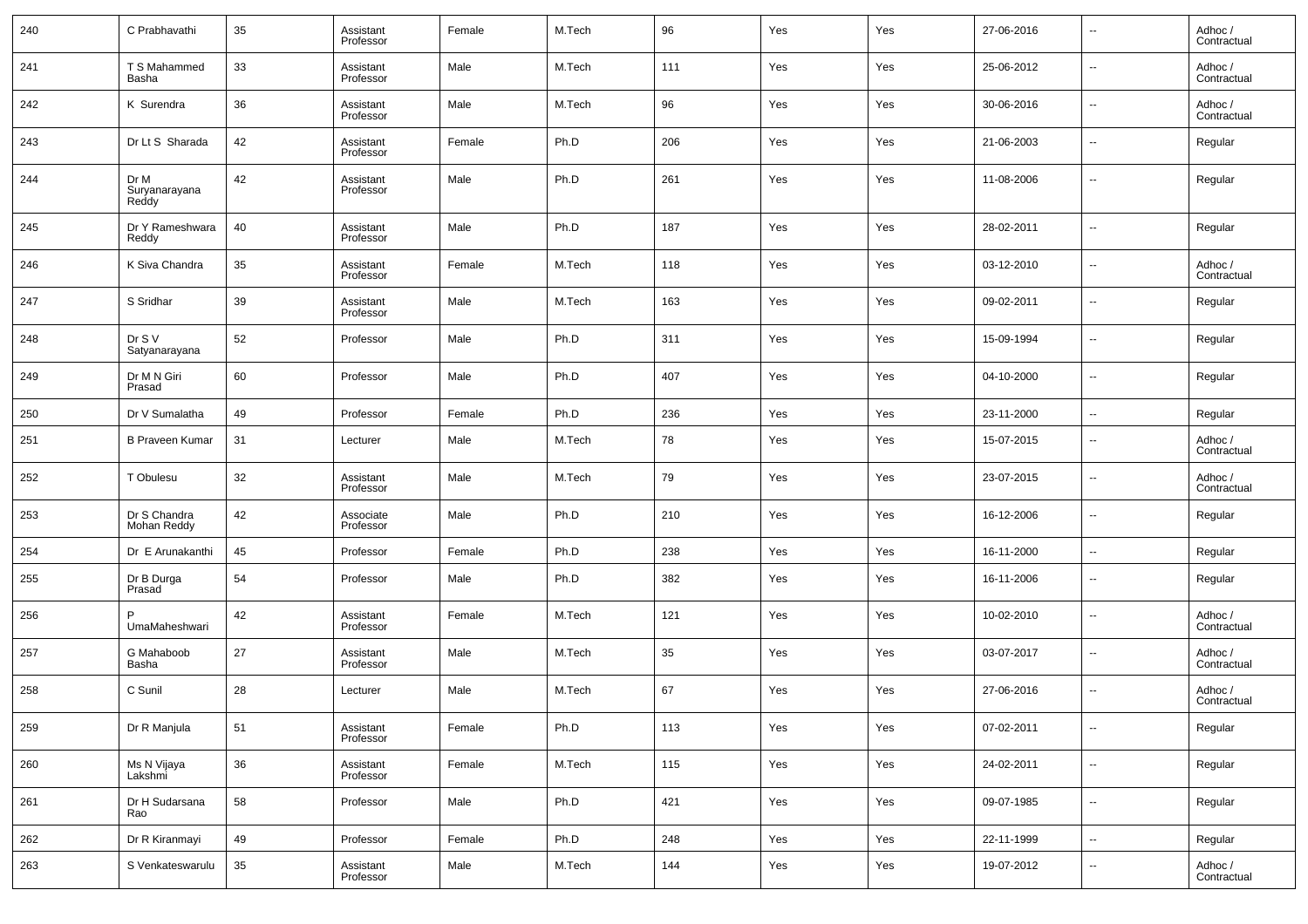| 240 | C Prabhavathi | 35 | Assistant Professor | Female | M.Tech | 96 | Yes | Yes | 27-06-2016 | -- | Adhoc / Contractual |
|---|---|---|---|---|---|---|---|---|---|---|---|
| 241 | T S Mahammed Basha | 33 | Assistant Professor | Male | M.Tech | 111 | Yes | Yes | 25-06-2012 | -- | Adhoc / Contractual |
| 242 | K Surendra | 36 | Assistant Professor | Male | M.Tech | 96 | Yes | Yes | 30-06-2016 | -- | Adhoc / Contractual |
| 243 | Dr Lt S Sharada | 42 | Assistant Professor | Female | Ph.D | 206 | Yes | Yes | 21-06-2003 | -- | Regular |
| 244 | Dr M Suryanarayana Reddy | 42 | Assistant Professor | Male | Ph.D | 261 | Yes | Yes | 11-08-2006 | -- | Regular |
| 245 | Dr Y Rameshwara Reddy | 40 | Assistant Professor | Male | Ph.D | 187 | Yes | Yes | 28-02-2011 | -- | Regular |
| 246 | K Siva Chandra | 35 | Assistant Professor | Female | M.Tech | 118 | Yes | Yes | 03-12-2010 | -- | Adhoc / Contractual |
| 247 | S Sridhar | 39 | Assistant Professor | Male | M.Tech | 163 | Yes | Yes | 09-02-2011 | -- | Regular |
| 248 | Dr S V Satyanarayana | 52 | Professor | Male | Ph.D | 311 | Yes | Yes | 15-09-1994 | -- | Regular |
| 249 | Dr M N Giri Prasad | 60 | Professor | Male | Ph.D | 407 | Yes | Yes | 04-10-2000 | -- | Regular |
| 250 | Dr V Sumalatha | 49 | Professor | Female | Ph.D | 236 | Yes | Yes | 23-11-2000 | -- | Regular |
| 251 | B Praveen Kumar | 31 | Lecturer | Male | M.Tech | 78 | Yes | Yes | 15-07-2015 | -- | Adhoc / Contractual |
| 252 | T Obulesu | 32 | Assistant Professor | Male | M.Tech | 79 | Yes | Yes | 23-07-2015 | -- | Adhoc / Contractual |
| 253 | Dr S Chandra Mohan Reddy | 42 | Associate Professor | Male | Ph.D | 210 | Yes | Yes | 16-12-2006 | -- | Regular |
| 254 | Dr E Arunakanthi | 45 | Professor | Female | Ph.D | 238 | Yes | Yes | 16-11-2000 | -- | Regular |
| 255 | Dr B Durga Prasad | 54 | Professor | Male | Ph.D | 382 | Yes | Yes | 16-11-2006 | -- | Regular |
| 256 | P UmaMaheshwari | 42 | Assistant Professor | Female | M.Tech | 121 | Yes | Yes | 10-02-2010 | -- | Adhoc / Contractual |
| 257 | G Mahaboob Basha | 27 | Assistant Professor | Male | M.Tech | 35 | Yes | Yes | 03-07-2017 | -- | Adhoc / Contractual |
| 258 | C Sunil | 28 | Lecturer | Male | M.Tech | 67 | Yes | Yes | 27-06-2016 | -- | Adhoc / Contractual |
| 259 | Dr R Manjula | 51 | Assistant Professor | Female | Ph.D | 113 | Yes | Yes | 07-02-2011 | -- | Regular |
| 260 | Ms N Vijaya Lakshmi | 36 | Assistant Professor | Female | M.Tech | 115 | Yes | Yes | 24-02-2011 | -- | Regular |
| 261 | Dr H Sudarsana Rao | 58 | Professor | Male | Ph.D | 421 | Yes | Yes | 09-07-1985 | -- | Regular |
| 262 | Dr R Kiranmayi | 49 | Professor | Female | Ph.D | 248 | Yes | Yes | 22-11-1999 | -- | Regular |
| 263 | S Venkateswarulu | 35 | Assistant Professor | Male | M.Tech | 144 | Yes | Yes | 19-07-2012 | -- | Adhoc / Contractual |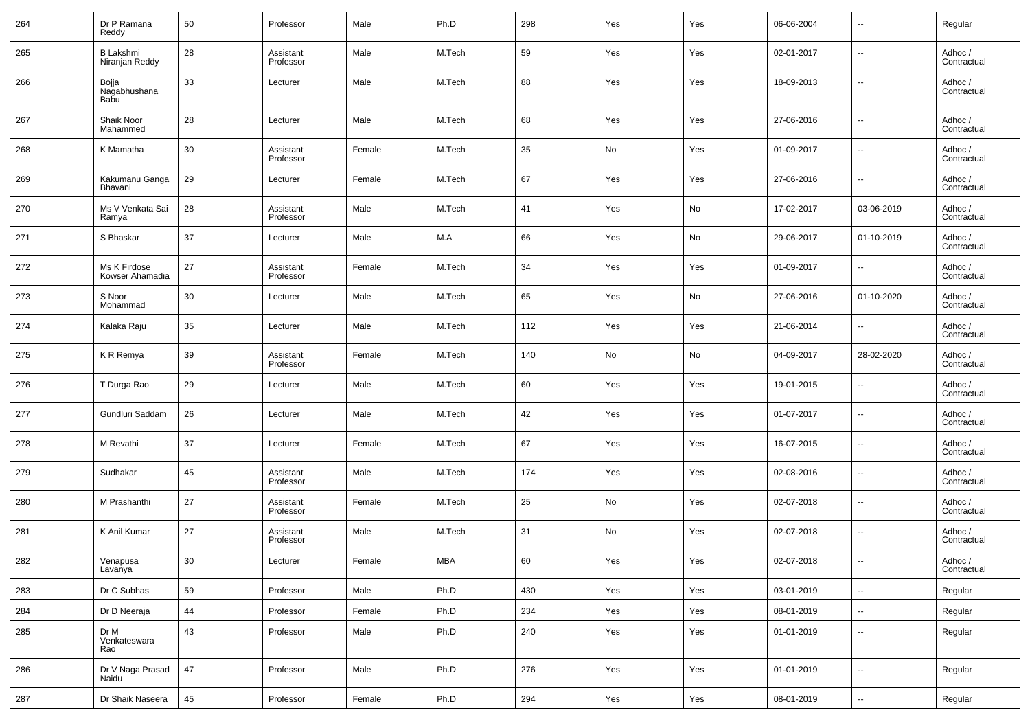| | | | | | | | | | | | |
|---|---|---|---|---|---|---|---|---|---|---|---|
| 264 | Dr P Ramana Reddy | 50 | Professor | Male | Ph.D | 298 | Yes | Yes | 06-06-2004 | -- | Regular |
| 265 | B Lakshmi Niranjan Reddy | 28 | Assistant Professor | Male | M.Tech | 59 | Yes | Yes | 02-01-2017 | -- | Adhoc / Contractual |
| 266 | Bojja Nagabhushana Babu | 33 | Lecturer | Male | M.Tech | 88 | Yes | Yes | 18-09-2013 | -- | Adhoc / Contractual |
| 267 | Shaik Noor Mahammed | 28 | Lecturer | Male | M.Tech | 68 | Yes | Yes | 27-06-2016 | -- | Adhoc / Contractual |
| 268 | K Mamatha | 30 | Assistant Professor | Female | M.Tech | 35 | No | Yes | 01-09-2017 | -- | Adhoc / Contractual |
| 269 | Kakumanu Ganga Bhavani | 29 | Lecturer | Female | M.Tech | 67 | Yes | Yes | 27-06-2016 | -- | Adhoc / Contractual |
| 270 | Ms V Venkata Sai Ramya | 28 | Assistant Professor | Male | M.Tech | 41 | Yes | No | 17-02-2017 | 03-06-2019 | Adhoc / Contractual |
| 271 | S Bhaskar | 37 | Lecturer | Male | M.A | 66 | Yes | No | 29-06-2017 | 01-10-2019 | Adhoc / Contractual |
| 272 | Ms K Firdose Kowser Ahamadia | 27 | Assistant Professor | Female | M.Tech | 34 | Yes | Yes | 01-09-2017 | -- | Adhoc / Contractual |
| 273 | S Noor Mohammad | 30 | Lecturer | Male | M.Tech | 65 | Yes | No | 27-06-2016 | 01-10-2020 | Adhoc / Contractual |
| 274 | Kalaka Raju | 35 | Lecturer | Male | M.Tech | 112 | Yes | Yes | 21-06-2014 | -- | Adhoc / Contractual |
| 275 | K R Remya | 39 | Assistant Professor | Female | M.Tech | 140 | No | No | 04-09-2017 | 28-02-2020 | Adhoc / Contractual |
| 276 | T Durga Rao | 29 | Lecturer | Male | M.Tech | 60 | Yes | Yes | 19-01-2015 | -- | Adhoc / Contractual |
| 277 | Gundluri Saddam | 26 | Lecturer | Male | M.Tech | 42 | Yes | Yes | 01-07-2017 | -- | Adhoc / Contractual |
| 278 | M Revathi | 37 | Lecturer | Female | M.Tech | 67 | Yes | Yes | 16-07-2015 | -- | Adhoc / Contractual |
| 279 | Sudhakar | 45 | Assistant Professor | Male | M.Tech | 174 | Yes | Yes | 02-08-2016 | -- | Adhoc / Contractual |
| 280 | M Prashanthi | 27 | Assistant Professor | Female | M.Tech | 25 | No | Yes | 02-07-2018 | -- | Adhoc / Contractual |
| 281 | K Anil Kumar | 27 | Assistant Professor | Male | M.Tech | 31 | No | Yes | 02-07-2018 | -- | Adhoc / Contractual |
| 282 | Venapusa Lavanya | 30 | Lecturer | Female | MBA | 60 | Yes | Yes | 02-07-2018 | -- | Adhoc / Contractual |
| 283 | Dr C Subhas | 59 | Professor | Male | Ph.D | 430 | Yes | Yes | 03-01-2019 | -- | Regular |
| 284 | Dr D Neeraja | 44 | Professor | Female | Ph.D | 234 | Yes | Yes | 08-01-2019 | -- | Regular |
| 285 | Dr M Venkateswara Rao | 43 | Professor | Male | Ph.D | 240 | Yes | Yes | 01-01-2019 | -- | Regular |
| 286 | Dr V Naga Prasad Naidu | 47 | Professor | Male | Ph.D | 276 | Yes | Yes | 01-01-2019 | -- | Regular |
| 287 | Dr Shaik Naseera | 45 | Professor | Female | Ph.D | 294 | Yes | Yes | 08-01-2019 | -- | Regular |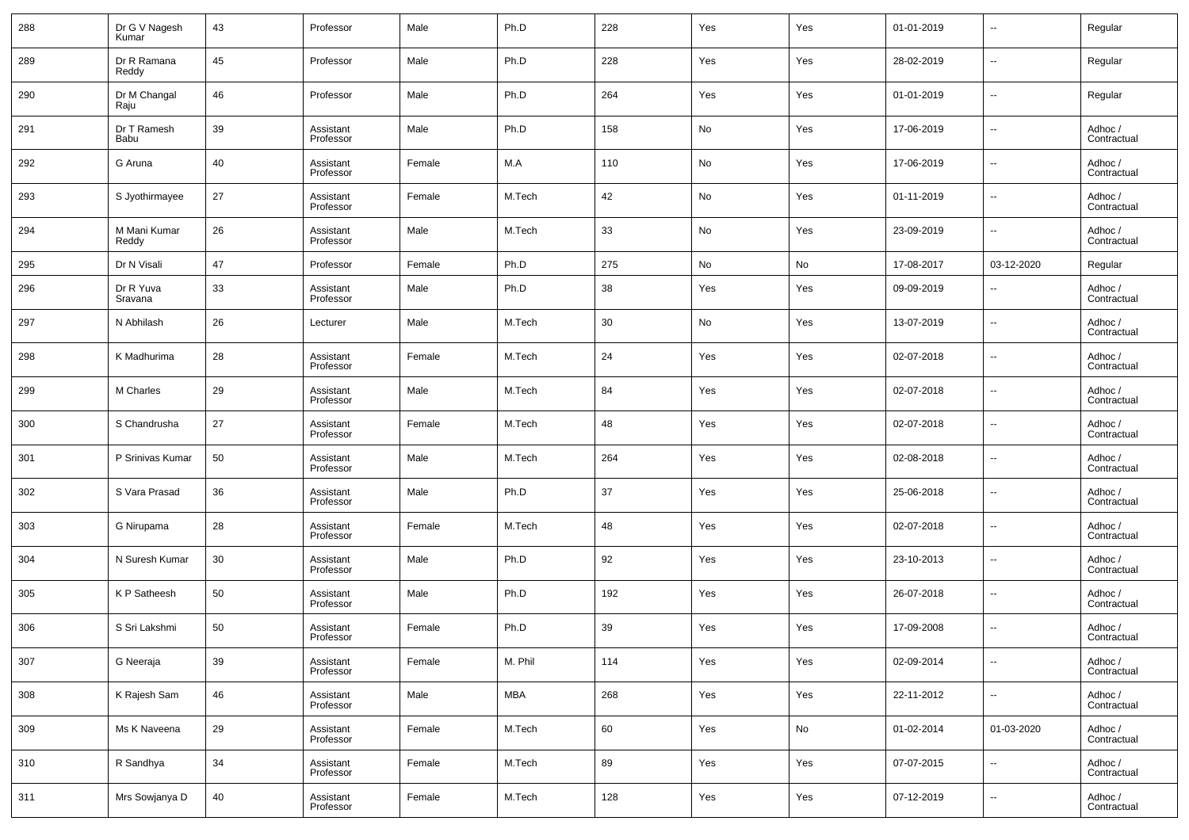| 288 | Dr G V Nagesh Kumar | 43 | Professor | Male | Ph.D | 228 | Yes | Yes | 01-01-2019 | -- | Regular |
|---|---|---|---|---|---|---|---|---|---|---|---|
| 289 | Dr R Ramana Reddy | 45 | Professor | Male | Ph.D | 228 | Yes | Yes | 28-02-2019 | -- | Regular |
| 290 | Dr M Changal Raju | 46 | Professor | Male | Ph.D | 264 | Yes | Yes | 01-01-2019 | -- | Regular |
| 291 | Dr T Ramesh Babu | 39 | Assistant Professor | Male | Ph.D | 158 | No | Yes | 17-06-2019 | -- | Adhoc / Contractual |
| 292 | G Aruna | 40 | Assistant Professor | Female | M.A | 110 | No | Yes | 17-06-2019 | -- | Adhoc / Contractual |
| 293 | S Jyothirmayee | 27 | Assistant Professor | Female | M.Tech | 42 | No | Yes | 01-11-2019 | -- | Adhoc / Contractual |
| 294 | M Mani Kumar Reddy | 26 | Assistant Professor | Male | M.Tech | 33 | No | Yes | 23-09-2019 | -- | Adhoc / Contractual |
| 295 | Dr N Visali | 47 | Professor | Female | Ph.D | 275 | No | No | 17-08-2017 | 03-12-2020 | Regular |
| 296 | Dr R Yuva Sravana | 33 | Assistant Professor | Male | Ph.D | 38 | Yes | Yes | 09-09-2019 | -- | Adhoc / Contractual |
| 297 | N Abhilash | 26 | Lecturer | Male | M.Tech | 30 | No | Yes | 13-07-2019 | -- | Adhoc / Contractual |
| 298 | K Madhurima | 28 | Assistant Professor | Female | M.Tech | 24 | Yes | Yes | 02-07-2018 | -- | Adhoc / Contractual |
| 299 | M Charles | 29 | Assistant Professor | Male | M.Tech | 84 | Yes | Yes | 02-07-2018 | -- | Adhoc / Contractual |
| 300 | S Chandrusha | 27 | Assistant Professor | Female | M.Tech | 48 | Yes | Yes | 02-07-2018 | -- | Adhoc / Contractual |
| 301 | P Srinivas Kumar | 50 | Assistant Professor | Male | M.Tech | 264 | Yes | Yes | 02-08-2018 | -- | Adhoc / Contractual |
| 302 | S Vara Prasad | 36 | Assistant Professor | Male | Ph.D | 37 | Yes | Yes | 25-06-2018 | -- | Adhoc / Contractual |
| 303 | G Nirupama | 28 | Assistant Professor | Female | M.Tech | 48 | Yes | Yes | 02-07-2018 | -- | Adhoc / Contractual |
| 304 | N Suresh Kumar | 30 | Assistant Professor | Male | Ph.D | 92 | Yes | Yes | 23-10-2013 | -- | Adhoc / Contractual |
| 305 | K P Satheesh | 50 | Assistant Professor | Male | Ph.D | 192 | Yes | Yes | 26-07-2018 | -- | Adhoc / Contractual |
| 306 | S Sri Lakshmi | 50 | Assistant Professor | Female | Ph.D | 39 | Yes | Yes | 17-09-2008 | -- | Adhoc / Contractual |
| 307 | G Neeraja | 39 | Assistant Professor | Female | M. Phil | 114 | Yes | Yes | 02-09-2014 | -- | Adhoc / Contractual |
| 308 | K Rajesh Sam | 46 | Assistant Professor | Male | MBA | 268 | Yes | Yes | 22-11-2012 | -- | Adhoc / Contractual |
| 309 | Ms K Naveena | 29 | Assistant Professor | Female | M.Tech | 60 | Yes | No | 01-02-2014 | 01-03-2020 | Adhoc / Contractual |
| 310 | R Sandhya | 34 | Assistant Professor | Female | M.Tech | 89 | Yes | Yes | 07-07-2015 | -- | Adhoc / Contractual |
| 311 | Mrs Sowjanya D | 40 | Assistant Professor | Female | M.Tech | 128 | Yes | Yes | 07-12-2019 | -- | Adhoc / Contractual |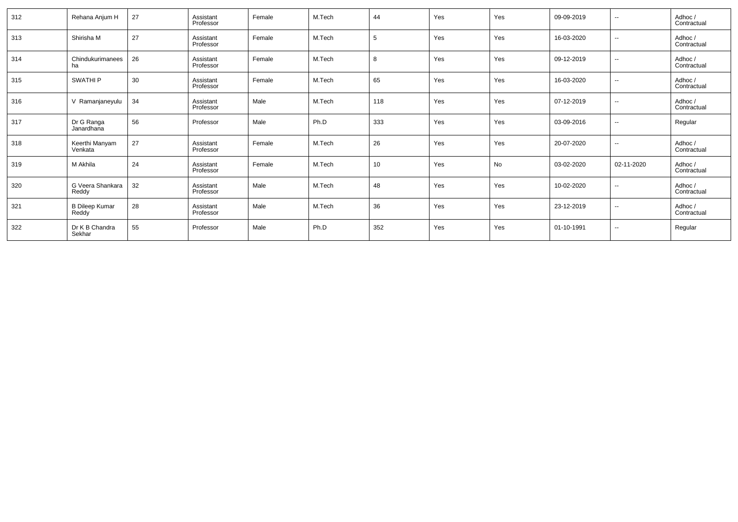| | | | | | | | | | | | |
|---|---|---|---|---|---|---|---|---|---|---|---|
| 312 | Rehana Anjum H | 27 | Assistant Professor | Female | M.Tech | 44 | Yes | Yes | 09-09-2019 | -- | Adhoc / Contractual |
| 313 | Shirisha M | 27 | Assistant Professor | Female | M.Tech | 5 | Yes | Yes | 16-03-2020 | -- | Adhoc / Contractual |
| 314 | Chindukurimaneesha | 26 | Assistant Professor | Female | M.Tech | 8 | Yes | Yes | 09-12-2019 | -- | Adhoc / Contractual |
| 315 | SWATHI P | 30 | Assistant Professor | Female | M.Tech | 65 | Yes | Yes | 16-03-2020 | -- | Adhoc / Contractual |
| 316 | V Ramanjaneyulu | 34 | Assistant Professor | Male | M.Tech | 118 | Yes | Yes | 07-12-2019 | -- | Adhoc / Contractual |
| 317 | Dr G Ranga Janardhana | 56 | Professor | Male | Ph.D | 333 | Yes | Yes | 03-09-2016 | -- | Regular |
| 318 | Keerthi Manyam Venkata | 27 | Assistant Professor | Female | M.Tech | 26 | Yes | Yes | 20-07-2020 | -- | Adhoc / Contractual |
| 319 | M Akhila | 24 | Assistant Professor | Female | M.Tech | 10 | Yes | No | 03-02-2020 | 02-11-2020 | Adhoc / Contractual |
| 320 | G Veera Shankara Reddy | 32 | Assistant Professor | Male | M.Tech | 48 | Yes | Yes | 10-02-2020 | -- | Adhoc / Contractual |
| 321 | B Dileep Kumar Reddy | 28 | Assistant Professor | Male | M.Tech | 36 | Yes | Yes | 23-12-2019 | -- | Adhoc / Contractual |
| 322 | Dr K B Chandra Sekhar | 55 | Professor | Male | Ph.D | 352 | Yes | Yes | 01-10-1991 | -- | Regular |